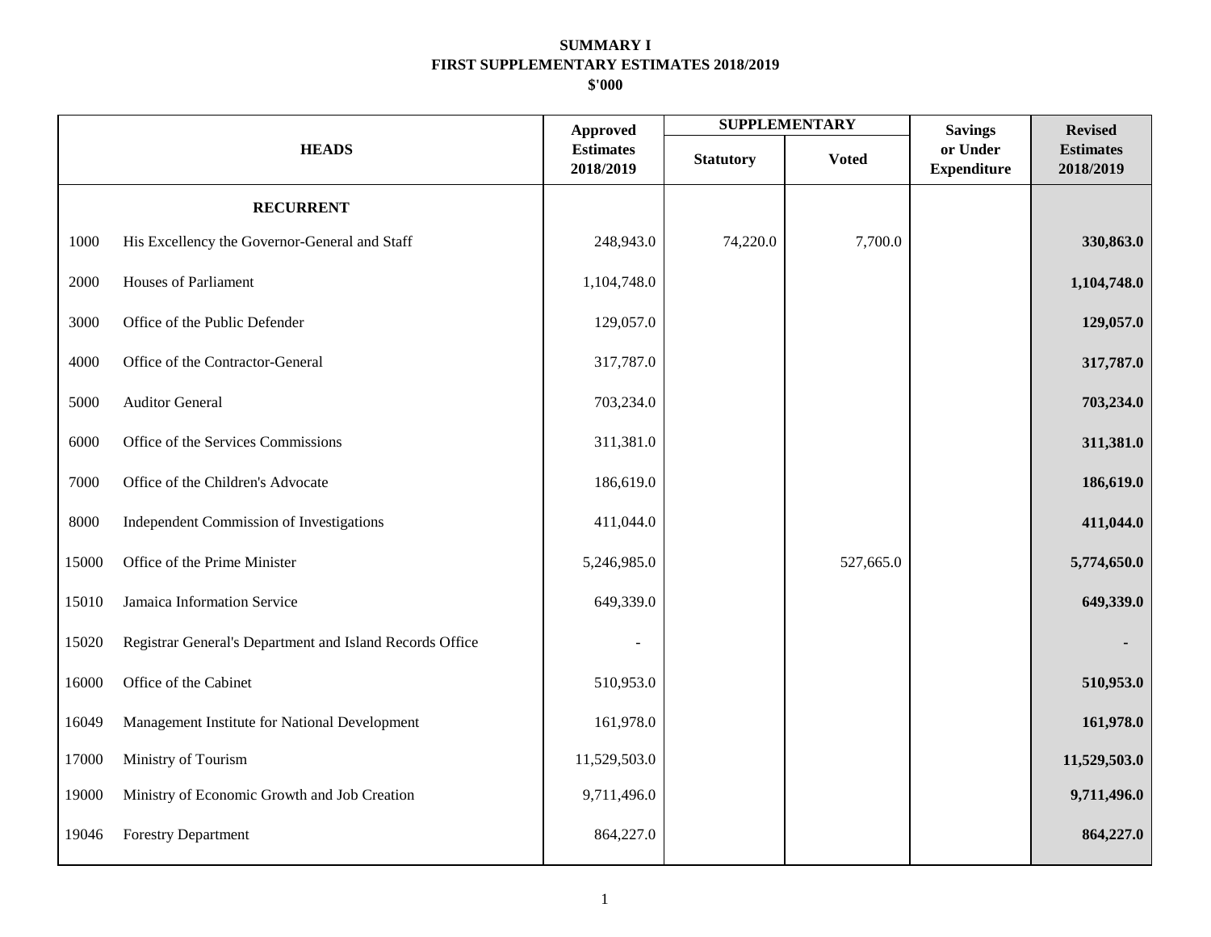**SUMMARY I**
**FIRST SUPPLEMENTARY ESTIMATES 2018/2019**
**$'000**

| | HEADS | Approved Estimates 2018/2019 | SUPPLEMENTARY | | Savings or Under Expenditure | Revised Estimates 2018/2019 |
|---|---|---|---|---|---|---|
| | | | Statutory | Voted | | |
| | **RECURRENT** | | | | | |
| 1000 | His Excellency the Governor-General and Staff | 248,943.0 | 74,220.0 | 7,700.0 | | **330,863.0** |
| 2000 | Houses of Parliament | 1,104,748.0 | | | | **1,104,748.0** |
| 3000 | Office of the Public Defender | 129,057.0 | | | | **129,057.0** |
| 4000 | Office of the Contractor-General | 317,787.0 | | | | **317,787.0** |
| 5000 | Auditor General | 703,234.0 | | | | **703,234.0** |
| 6000 | Office of the Services Commissions | 311,381.0 | | | | **311,381.0** |
| 7000 | Office of the Children's Advocate | 186,619.0 | | | | **186,619.0** |
| 8000 | Independent Commission of Investigations | 411,044.0 | | | | **411,044.0** |
| 15000 | Office of the Prime Minister | 5,246,985.0 | | 527,665.0 | | **5,774,650.0** |
| 15010 | Jamaica Information Service | 649,339.0 | | | | **649,339.0** |
| 15020 | Registrar General's Department and Island Records Office | - | | | | **-** |
| 16000 | Office of the Cabinet | 510,953.0 | | | | **510,953.0** |
| 16049 | Management Institute for National Development | 161,978.0 | | | | **161,978.0** |
| 17000 | Ministry of Tourism | 11,529,503.0 | | | | **11,529,503.0** |
| 19000 | Ministry of Economic Growth and Job Creation | 9,711,496.0 | | | | **9,711,496.0** |
| 19046 | Forestry Department | 864,227.0 | | | | **864,227.0** |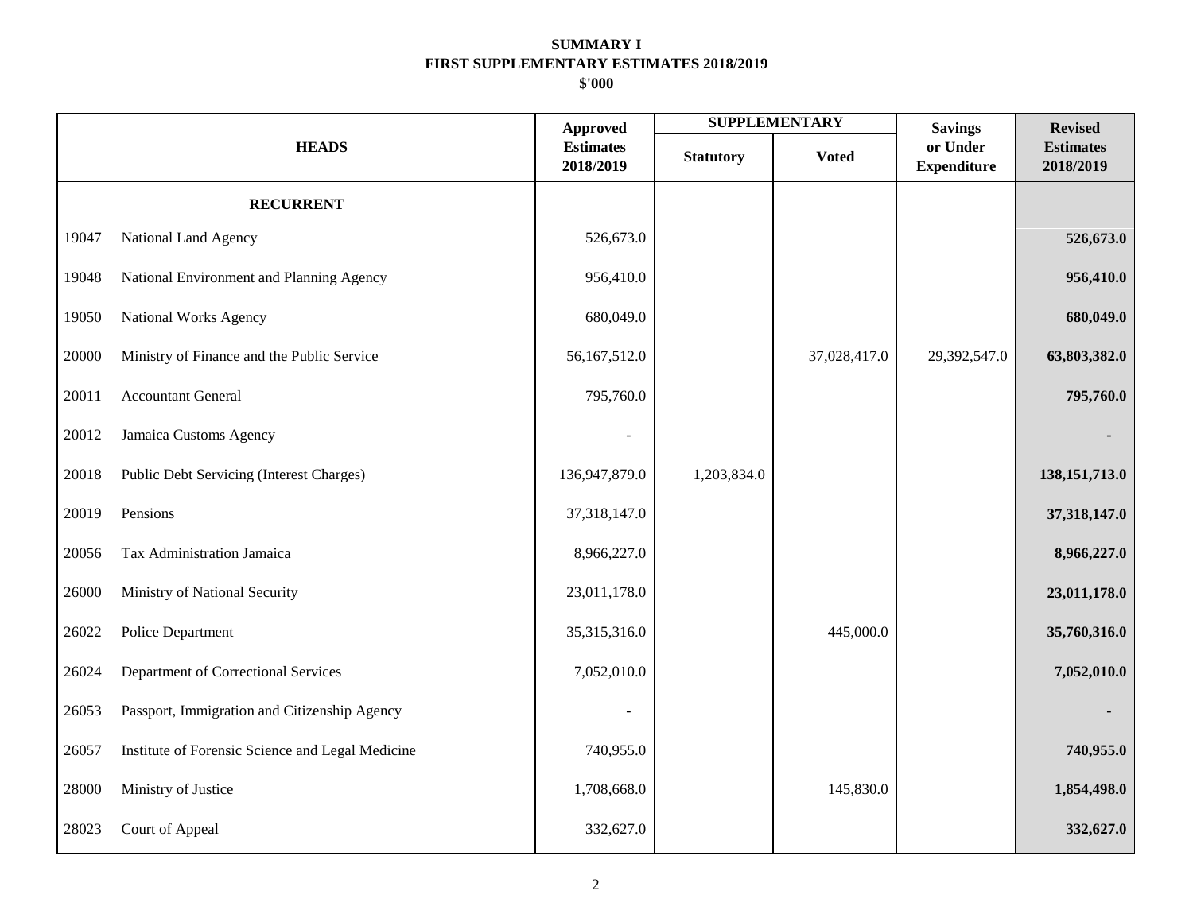**SUMMARY I**
**FIRST SUPPLEMENTARY ESTIMATES 2018/2019**
**$'000**

| HEADS | | Approved Estimates 2018/2019 | SUPPLEMENTARY | | Savings or Under Expenditure | Revised Estimates 2018/2019 |
|---|---|---|---|---|---|---|
| | | | Statutory | Voted | | |
| | **RECURRENT** | | | | | |
| 19047 | National Land Agency | 526,673.0 | | | | **526,673.0** |
| 19048 | National Environment and Planning Agency | 956,410.0 | | | | **956,410.0** |
| 19050 | National Works Agency | 680,049.0 | | | | **680,049.0** |
| 20000 | Ministry of Finance and the Public Service | 56,167,512.0 | | 37,028,417.0 | 29,392,547.0 | **63,803,382.0** |
| 20011 | Accountant General | 795,760.0 | | | | **795,760.0** |
| 20012 | Jamaica Customs Agency | - | | | | **-** |
| 20018 | Public Debt Servicing (Interest Charges) | 136,947,879.0 | 1,203,834.0 | | | **138,151,713.0** |
| 20019 | Pensions | 37,318,147.0 | | | | **37,318,147.0** |
| 20056 | Tax Administration Jamaica | 8,966,227.0 | | | | **8,966,227.0** |
| 26000 | Ministry of National Security | 23,011,178.0 | | | | **23,011,178.0** |
| 26022 | Police Department | 35,315,316.0 | | 445,000.0 | | **35,760,316.0** |
| 26024 | Department of Correctional Services | 7,052,010.0 | | | | **7,052,010.0** |
| 26053 | Passport, Immigration and Citizenship Agency | - | | | | **-** |
| 26057 | Institute of Forensic Science and Legal Medicine | 740,955.0 | | | | **740,955.0** |
| 28000 | Ministry of Justice | 1,708,668.0 | | 145,830.0 | | **1,854,498.0** |
| 28023 | Court of Appeal | 332,627.0 | | | | **332,627.0** |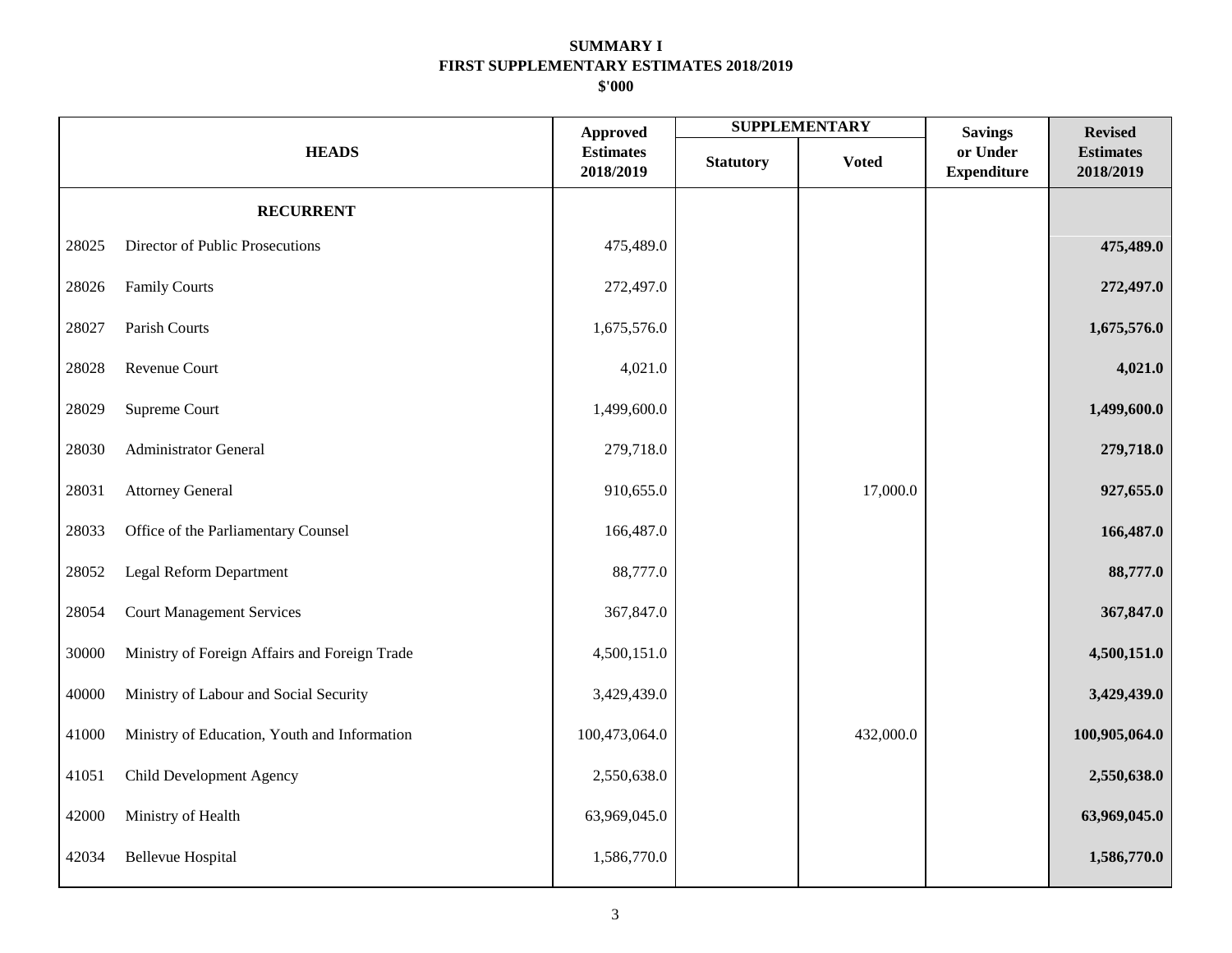**SUMMARY I**
**FIRST SUPPLEMENTARY ESTIMATES 2018/2019**
**$'000**

| | HEADS | Approved Estimates 2018/2019 | SUPPLEMENTARY | | Savings or Under Expenditure | Revised Estimates 2018/2019 |
|---|---|---|---|---|---|---|
| | | | Statutory | Voted | | |
| | **RECURRENT** | | | | | |
| 28025 | Director of Public Prosecutions | 475,489.0 | | | | **475,489.0** |
| 28026 | Family Courts | 272,497.0 | | | | **272,497.0** |
| 28027 | Parish Courts | 1,675,576.0 | | | | **1,675,576.0** |
| 28028 | Revenue Court | 4,021.0 | | | | **4,021.0** |
| 28029 | Supreme Court | 1,499,600.0 | | | | **1,499,600.0** |
| 28030 | Administrator General | 279,718.0 | | | | **279,718.0** |
| 28031 | Attorney General | 910,655.0 | | 17,000.0 | | **927,655.0** |
| 28033 | Office of the Parliamentary Counsel | 166,487.0 | | | | **166,487.0** |
| 28052 | Legal Reform Department | 88,777.0 | | | | **88,777.0** |
| 28054 | Court Management Services | 367,847.0 | | | | **367,847.0** |
| 30000 | Ministry of Foreign Affairs and Foreign Trade | 4,500,151.0 | | | | **4,500,151.0** |
| 40000 | Ministry of Labour and Social Security | 3,429,439.0 | | | | **3,429,439.0** |
| 41000 | Ministry of Education, Youth and Information | 100,473,064.0 | | 432,000.0 | | **100,905,064.0** |
| 41051 | Child Development Agency | 2,550,638.0 | | | | **2,550,638.0** |
| 42000 | Ministry of Health | 63,969,045.0 | | | | **63,969,045.0** |
| 42034 | Bellevue Hospital | 1,586,770.0 | | | | **1,586,770.0** |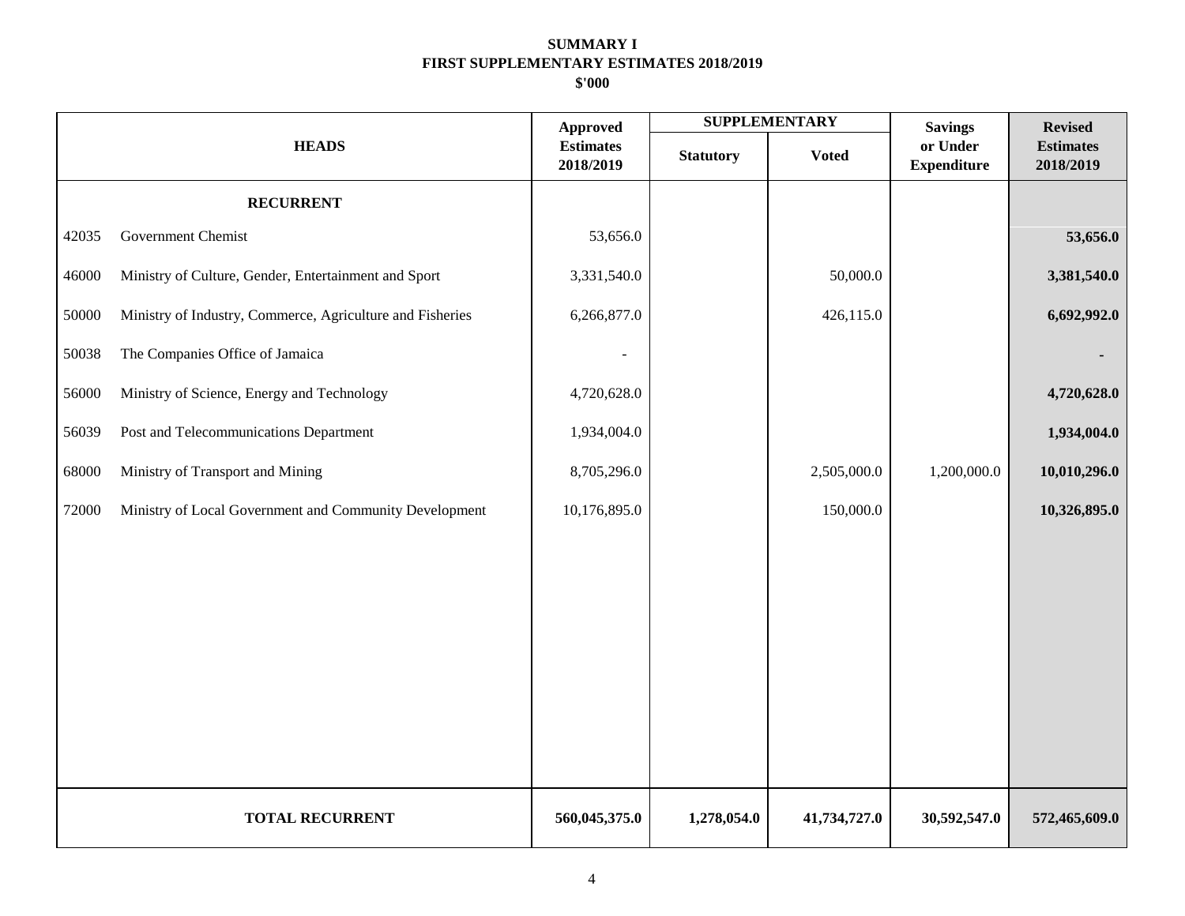**SUMMARY I**

**FIRST SUPPLEMENTARY ESTIMATES 2018/2019**

**$'000**

| HEADS | | Approved Estimates 2018/2019 | SUPPLEMENTARY | | Savings or Under Expenditure | Revised Estimates 2018/2019 |
|---|---|---|---|---|---|---|
| | | | Statutory | Voted | | |
| | **RECURRENT** | | | | | |
| 42035 | Government Chemist | 53,656.0 | | | | **53,656.0** |
| 46000 | Ministry of Culture, Gender, Entertainment and Sport | 3,331,540.0 | | 50,000.0 | | **3,381,540.0** |
| 50000 | Ministry of Industry, Commerce, Agriculture and Fisheries | 6,266,877.0 | | 426,115.0 | | **6,692,992.0** |
| 50038 | The Companies Office of Jamaica | - | | | | **-** |
| 56000 | Ministry of Science, Energy and Technology | 4,720,628.0 | | | | **4,720,628.0** |
| 56039 | Post and Telecommunications Department | 1,934,004.0 | | | | **1,934,004.0** |
| 68000 | Ministry of Transport and Mining | 8,705,296.0 | | 2,505,000.0 | 1,200,000.0 | **10,010,296.0** |
| 72000 | Ministry of Local Government and Community Development | 10,176,895.0 | | 150,000.0 | | **10,326,895.0** |
| | **TOTAL RECURRENT** | **560,045,375.0** | **1,278,054.0** | **41,734,727.0** | **30,592,547.0** | **572,465,609.0** |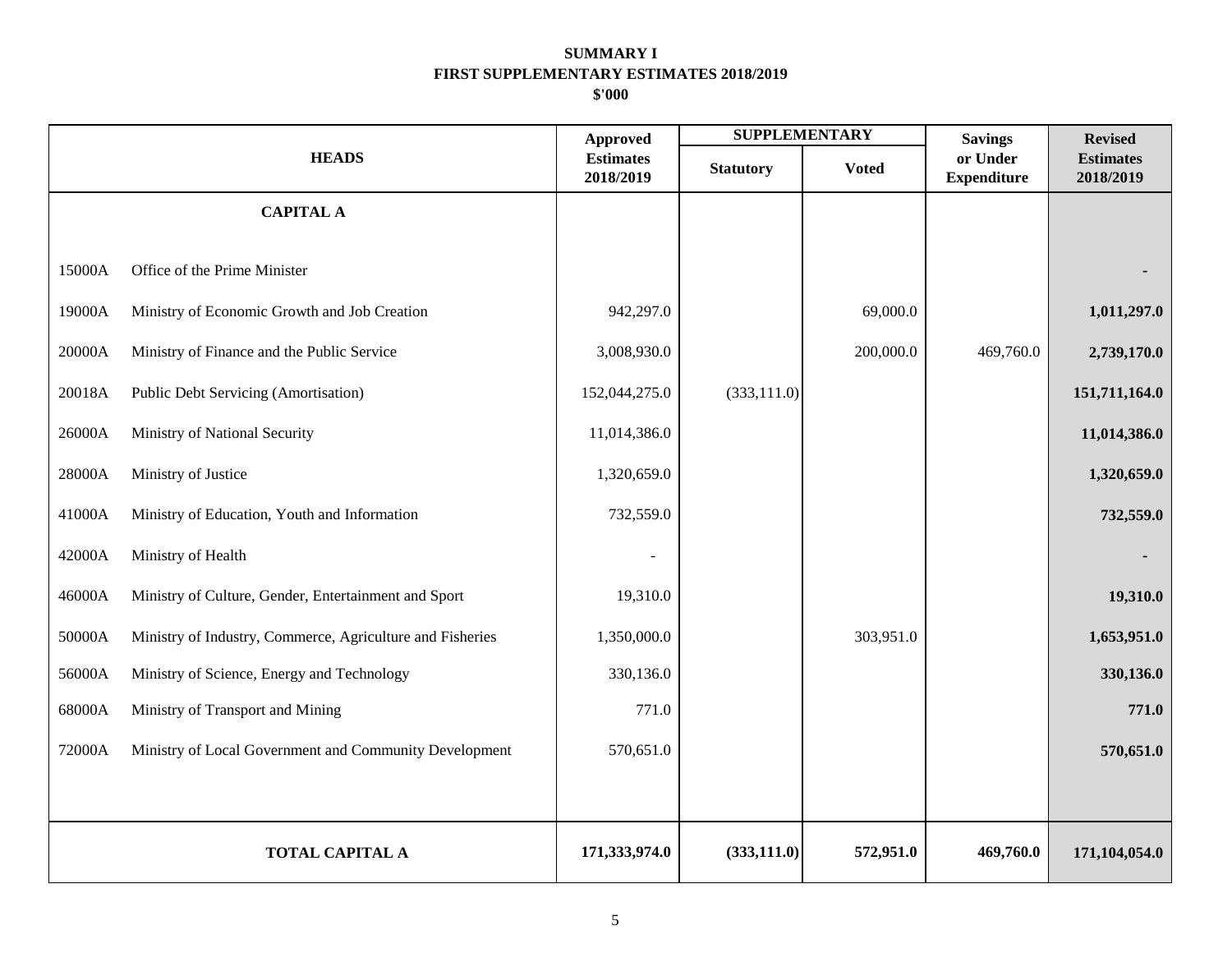**SUMMARY I**
**FIRST SUPPLEMENTARY ESTIMATES 2018/2019**
**$'000**

| HEADS | | Approved Estimates 2018/2019 | SUPPLEMENTARY | | Savings or Under Expenditure | Revised Estimates 2018/2019 |
|---|---|---|---|---|---|---|
| | | | Statutory | Voted | | |
| | **CAPITAL A** | | | | | |
| 15000A | Office of the Prime Minister | | | | | **-** |
| 19000A | Ministry of Economic Growth and Job Creation | 942,297.0 | | 69,000.0 | | **1,011,297.0** |
| 20000A | Ministry of Finance and the Public Service | 3,008,930.0 | | 200,000.0 | 469,760.0 | **2,739,170.0** |
| 20018A | Public Debt Servicing (Amortisation) | 152,044,275.0 | (333,111.0) | | | **151,711,164.0** |
| 26000A | Ministry of National Security | 11,014,386.0 | | | | **11,014,386.0** |
| 28000A | Ministry of Justice | 1,320,659.0 | | | | **1,320,659.0** |
| 41000A | Ministry of Education, Youth and Information | 732,559.0 | | | | **732,559.0** |
| 42000A | Ministry of Health | - | | | | **-** |
| 46000A | Ministry of Culture, Gender, Entertainment and Sport | 19,310.0 | | | | **19,310.0** |
| 50000A | Ministry of Industry, Commerce, Agriculture and Fisheries | 1,350,000.0 | | 303,951.0 | | **1,653,951.0** |
| 56000A | Ministry of Science, Energy and Technology | 330,136.0 | | | | **330,136.0** |
| 68000A | Ministry of Transport and Mining | 771.0 | | | | **771.0** |
| 72000A | Ministry of Local Government and Community Development | 570,651.0 | | | | **570,651.0** |
| | **TOTAL CAPITAL A** | **171,333,974.0** | **(333,111.0)** | **572,951.0** | **469,760.0** | **171,104,054.0** |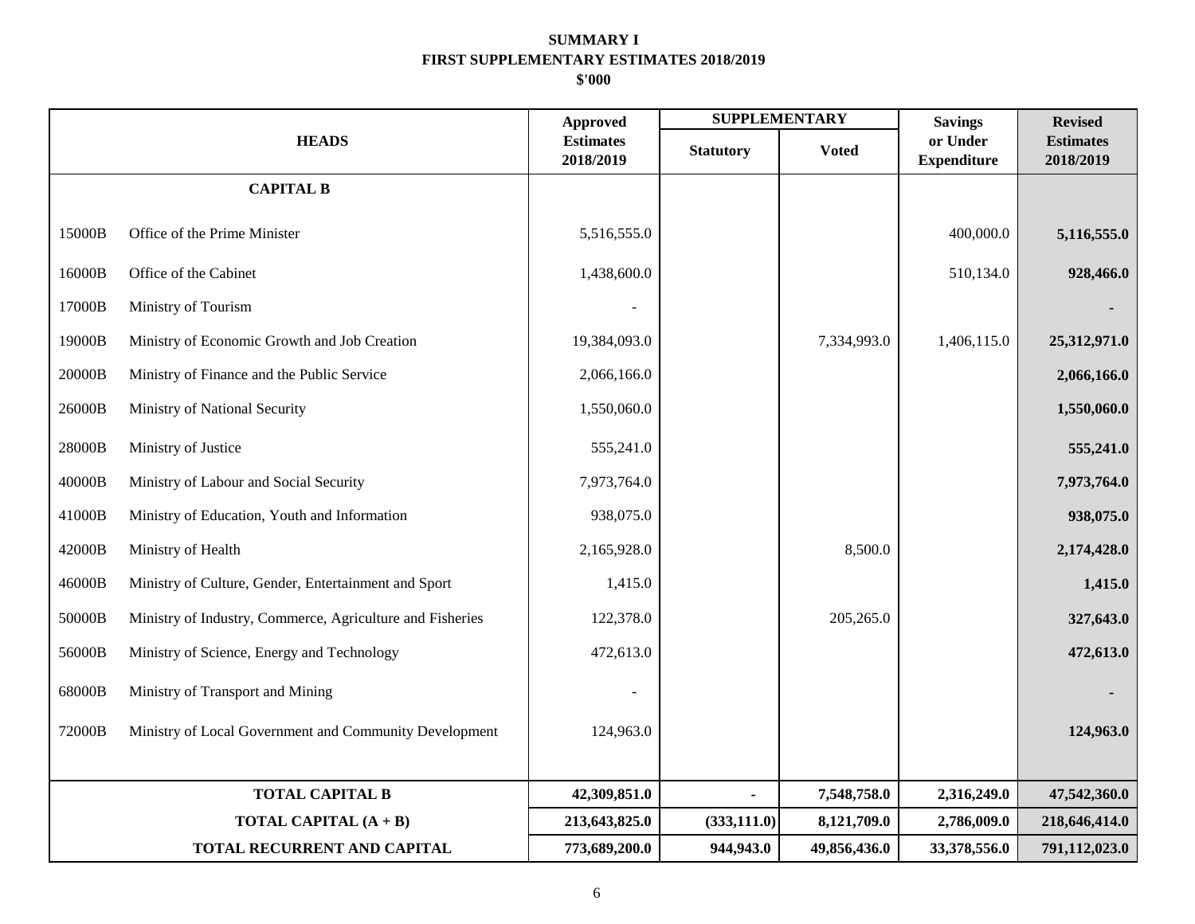**SUMMARY I**
**FIRST SUPPLEMENTARY ESTIMATES 2018/2019**
**$'000**

| | HEADS | Approved Estimates 2018/2019 | SUPPLEMENTARY | | Savings or Under Expenditure | Revised Estimates 2018/2019 |
|---|---|---|---|---|---|---|
| | | | Statutory | Voted | | |
| | **CAPITAL B** | | | | | |
| 15000B | Office of the Prime Minister | 5,516,555.0 | | | 400,000.0 | **5,116,555.0** |
| 16000B | Office of the Cabinet | 1,438,600.0 | | | 510,134.0 | **928,466.0** |
| 17000B | Ministry of Tourism | - | | | | **-** |
| 19000B | Ministry of Economic Growth and Job Creation | 19,384,093.0 | | 7,334,993.0 | 1,406,115.0 | **25,312,971.0** |
| 20000B | Ministry of Finance and the Public Service | 2,066,166.0 | | | | **2,066,166.0** |
| 26000B | Ministry of National Security | 1,550,060.0 | | | | **1,550,060.0** |
| 28000B | Ministry of Justice | 555,241.0 | | | | **555,241.0** |
| 40000B | Ministry of Labour and Social Security | 7,973,764.0 | | | | **7,973,764.0** |
| 41000B | Ministry of Education, Youth and Information | 938,075.0 | | | | **938,075.0** |
| 42000B | Ministry of Health | 2,165,928.0 | | 8,500.0 | | **2,174,428.0** |
| 46000B | Ministry of Culture, Gender, Entertainment and Sport | 1,415.0 | | | | **1,415.0** |
| 50000B | Ministry of Industry, Commerce, Agriculture and Fisheries | 122,378.0 | | 205,265.0 | | **327,643.0** |
| 56000B | Ministry of Science, Energy and Technology | 472,613.0 | | | | **472,613.0** |
| 68000B | Ministry of Transport and Mining | - | | | | **-** |
| 72000B | Ministry of Local Government and Community Development | 124,963.0 | | | | **124,963.0** |
| | **TOTAL CAPITAL B** | **42,309,851.0** | **-** | **7,548,758.0** | **2,316,249.0** | **47,542,360.0** |
| | **TOTAL CAPITAL (A + B)** | **213,643,825.0** | **(333,111.0)** | **8,121,709.0** | **2,786,009.0** | **218,646,414.0** |
| | **TOTAL RECURRENT AND CAPITAL** | **773,689,200.0** | **944,943.0** | **49,856,436.0** | **33,378,556.0** | **791,112,023.0** |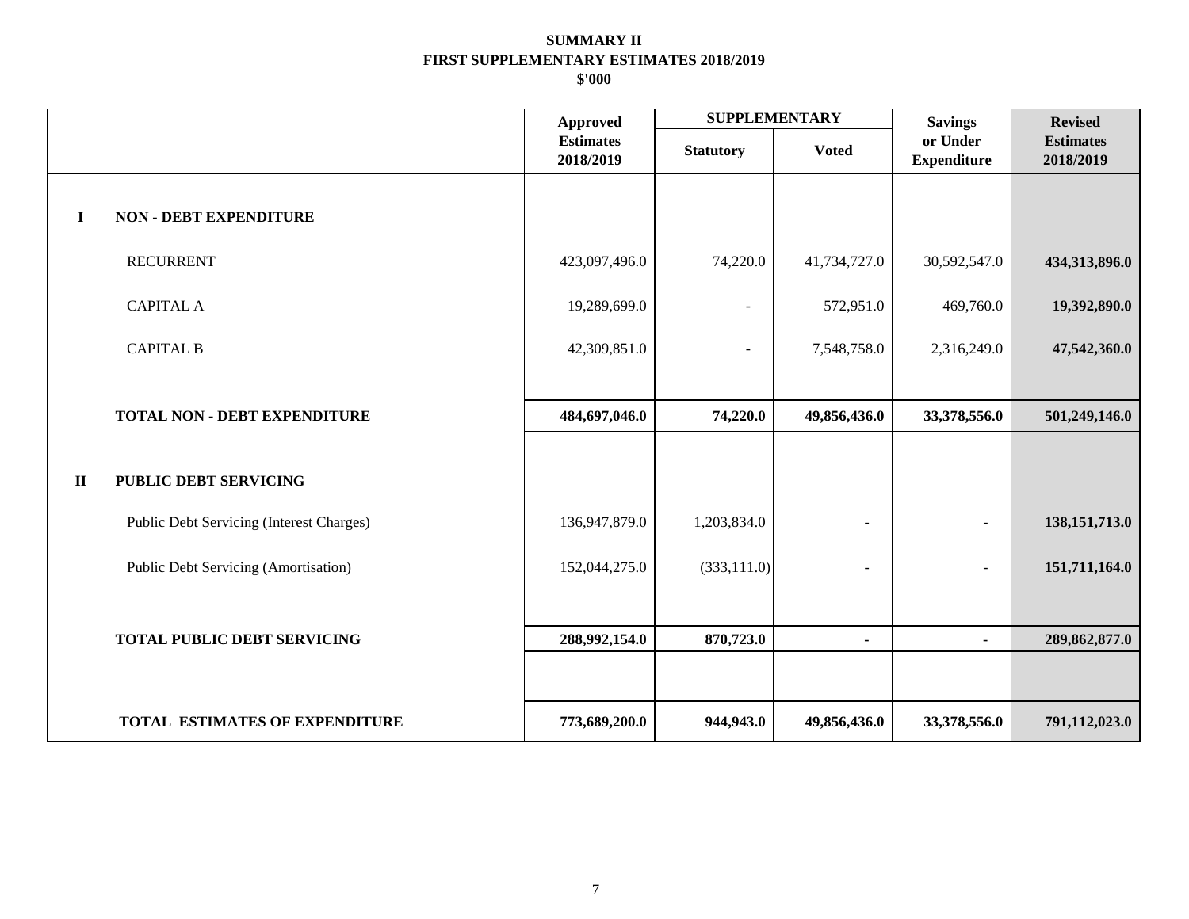**SUMMARY II**
**FIRST SUPPLEMENTARY ESTIMATES 2018/2019**
**$'000**

| | | Approved Estimates 2018/2019 | SUPPLEMENTARY | | Savings or Under Expenditure | Revised Estimates 2018/2019 |
|---|---|---|---|---|---|---|
| | | | Statutory | Voted | | |
| **I** | **NON - DEBT EXPENDITURE** | | | | | |
| | RECURRENT | 423,097,496.0 | 74,220.0 | 41,734,727.0 | 30,592,547.0 | **434,313,896.0** |
| | CAPITAL A | 19,289,699.0 | - | 572,951.0 | 469,760.0 | **19,392,890.0** |
| | CAPITAL B | 42,309,851.0 | - | 7,548,758.0 | 2,316,249.0 | **47,542,360.0** |
| | **TOTAL NON - DEBT EXPENDITURE** | **484,697,046.0** | **74,220.0** | **49,856,436.0** | **33,378,556.0** | **501,249,146.0** |
| **II** | **PUBLIC DEBT SERVICING** | | | | | |
| | Public Debt Servicing (Interest Charges) | 136,947,879.0 | 1,203,834.0 | - | - | **138,151,713.0** |
| | Public Debt Servicing (Amortisation) | 152,044,275.0 | (333,111.0) | - | - | **151,711,164.0** |
| | **TOTAL PUBLIC DEBT SERVICING** | **288,992,154.0** | **870,723.0** | **-** | **-** | **289,862,877.0** |
| | **TOTAL ESTIMATES OF EXPENDITURE** | **773,689,200.0** | **944,943.0** | **49,856,436.0** | **33,378,556.0** | **791,112,023.0** |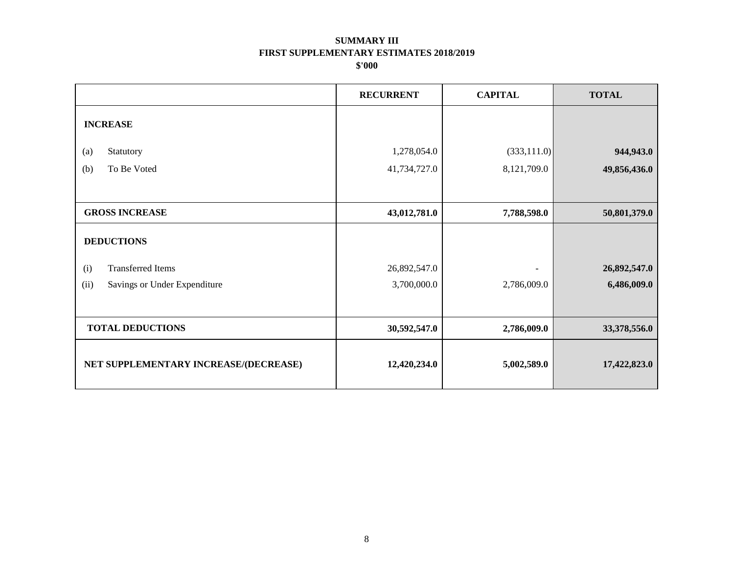# SUMMARY III
## FIRST SUPPLEMENTARY ESTIMATES 2018/2019
### $'000

| | RECURRENT | CAPITAL | TOTAL |
|---|---|---|---|
| **INCREASE** | | | |
| (a) Statutory | 1,278,054.0 | (333,111.0) | **944,943.0** |
| (b) To Be Voted | 41,734,727.0 | 8,121,709.0 | **49,856,436.0** |
| **GROSS INCREASE** | **43,012,781.0** | **7,788,598.0** | **50,801,379.0** |
| **DEDUCTIONS** | | | |
| (i) Transferred Items | 26,892,547.0 | - | **26,892,547.0** |
| (ii) Savings or Under Expenditure | 3,700,000.0 | 2,786,009.0 | **6,486,009.0** |
| **TOTAL DEDUCTIONS** | **30,592,547.0** | **2,786,009.0** | **33,378,556.0** |
| **NET SUPPLEMENTARY INCREASE/(DECREASE)** | **12,420,234.0** | **5,002,589.0** | **17,422,823.0** |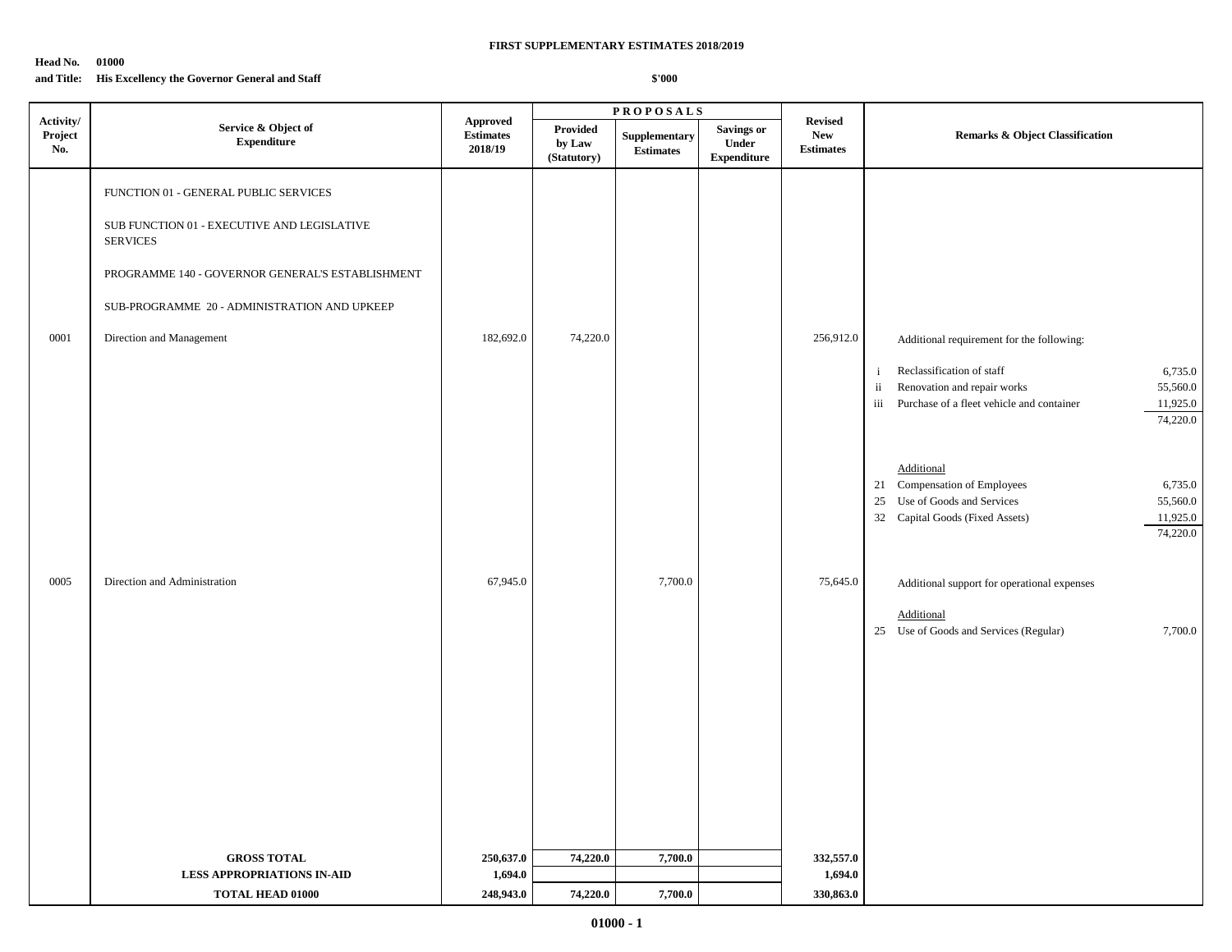**FIRST SUPPLEMENTARY ESTIMATES 2018/2019**

**Head No. 01000**
**and Title: His Excellency the Governor General and Staff**

**$'000**

| Activity/ Project No. | Service & Object of Expenditure | Approved Estimates 2018/19 | PROPOSALS Provided by Law (Statutory) | Supplementary Estimates | Savings or Under Expenditure | Revised New Estimates | Remarks & Object Classification |
|---|---|---|---|---|---|---|---|
| | FUNCTION 01 - GENERAL PUBLIC SERVICES | | | | | | |
| | SUB FUNCTION 01 - EXECUTIVE AND LEGISLATIVE SERVICES | | | | | | |
| | PROGRAMME 140 - GOVERNOR GENERAL'S ESTABLISHMENT | | | | | | |
| | SUB-PROGRAMME 20 - ADMINISTRATION AND UPKEEP | | | | | | |
| 0001 | Direction and Management | 182,692.0 | 74,220.0 | | | 256,912.0 | Additional requirement for the following:<br>i Reclassification of staff 6,735.0<br>ii Renovation and repair works 55,560.0<br>iii Purchase of a fleet vehicle and container 11,925.0<br>74,220.0<br><br>Additional<br>21 Compensation of Employees 6,735.0<br>25 Use of Goods and Services 55,560.0<br>32 Capital Goods (Fixed Assets) 11,925.0<br>74,220.0 |
| 0005 | Direction and Administration | 67,945.0 | | 7,700.0 | | 75,645.0 | Additional support for operational expenses<br><br>Additional<br>25 Use of Goods and Services (Regular) 7,700.0 |
| | **GROSS TOTAL** | **250,637.0** | **74,220.0** | **7,700.0** | | **332,557.0** | |
| | **LESS APPROPRIATIONS IN-AID** | **1,694.0** | | | | **1,694.0** | |
| | **TOTAL HEAD 01000** | **248,943.0** | **74,220.0** | **7,700.0** | | **330,863.0** | |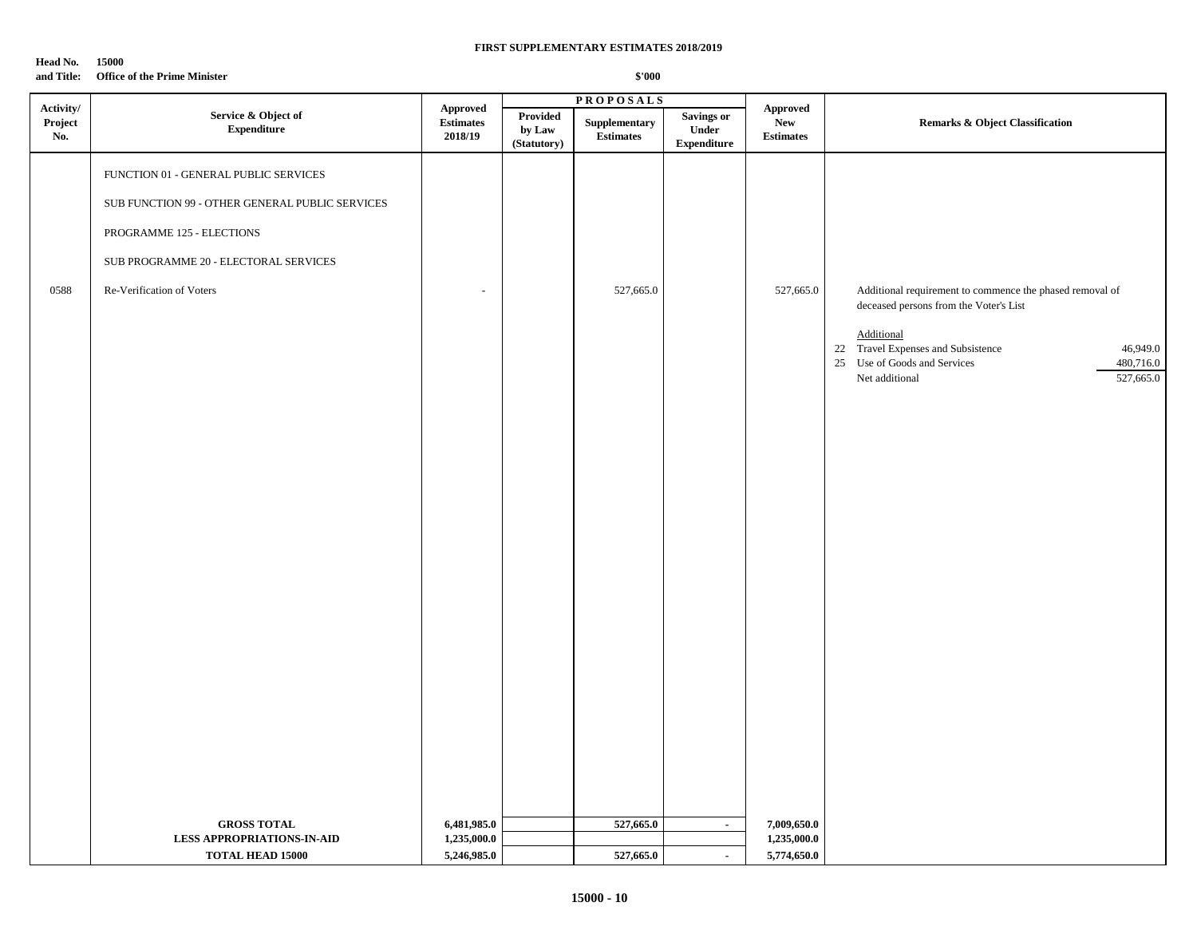**FIRST SUPPLEMENTARY ESTIMATES 2018/2019**

**Head No. 15000**
**and Title: Office of the Prime Minister**

**$'000**

| Activity/ Project No. | Service & Object of Expenditure | Approved Estimates 2018/19 | PROPOSALS Provided by Law (Statutory) | Supplementary Estimates | Savings or Under Expenditure | Approved New Estimates | Remarks & Object Classification |
|---|---|---|---|---|---|---|---|
| | FUNCTION 01 - GENERAL PUBLIC SERVICES | | | | | | |
| | SUB FUNCTION 99 - OTHER GENERAL PUBLIC SERVICES | | | | | | |
| | PROGRAMME 125 - ELECTIONS | | | | | | |
| | SUB PROGRAMME 20 - ELECTORAL SERVICES | | | | | | |
| 0588 | Re-Verification of Voters | - | | 527,665.0 | | 527,665.0 | Additional requirement to commence the phased removal of deceased persons from the Voter's List |
| | | | | | | | Additional |
| | | | | | | | 22 Travel Expenses and Subsistence 46,949.0 |
| | | | | | | | 25 Use of Goods and Services 480,716.0 |
| | | | | | | | Net additional 527,665.0 |
| | **GROSS TOTAL** | **6,481,985.0** | | **527,665.0** | **-** | **7,009,650.0** | |
| | **LESS APPROPRIATIONS-IN-AID** | **1,235,000.0** | | | | **1,235,000.0** | |
| | **TOTAL HEAD 15000** | **5,246,985.0** | | **527,665.0** | **-** | **5,774,650.0** | |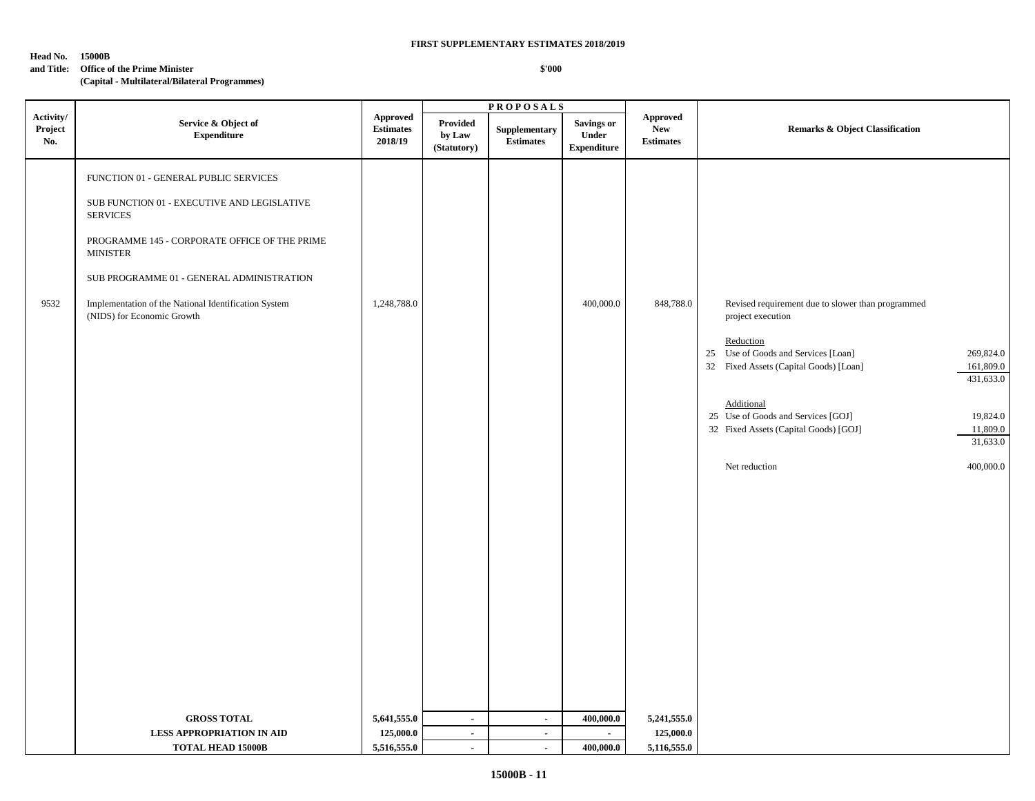**FIRST SUPPLEMENTARY ESTIMATES 2018/2019**

**Head No. 15000B**
**and Title: Office of the Prime Minister**
**(Capital - Multilateral/Bilateral Programmes)**

**$'000**

| Activity/ Project No. | Service & Object of Expenditure | Approved Estimates 2018/19 | PROPOSALS Provided by Law (Statutory) | Supplementary Estimates | Savings or Under Expenditure | Approved New Estimates | Remarks & Object Classification | |
|---|---|---|---|---|---|---|---|---|
| | FUNCTION 01 - GENERAL PUBLIC SERVICES | | | | | | | |
| | SUB FUNCTION 01 - EXECUTIVE AND LEGISLATIVE SERVICES | | | | | | | |
| | PROGRAMME 145 - CORPORATE OFFICE OF THE PRIME MINISTER | | | | | | | |
| | SUB PROGRAMME 01 - GENERAL ADMINISTRATION | | | | | | | |
| 9532 | Implementation of the National Identification System (NIDS) for Economic Growth | 1,248,788.0 | | | 400,000.0 | 848,788.0 | Revised requirement due to slower than programmed project execution | |
| | | | | | | | Reduction | |
| | | | | | | | 25 Use of Goods and Services [Loan] | 269,824.0 |
| | | | | | | | 32 Fixed Assets (Capital Goods) [Loan] | 161,809.0 |
| | | | | | | | | 431,633.0 |
| | | | | | | | Additional | |
| | | | | | | | 25 Use of Goods and Services [GOJ] | 19,824.0 |
| | | | | | | | 32 Fixed Assets (Capital Goods) [GOJ] | 11,809.0 |
| | | | | | | | | 31,633.0 |
| | | | | | | | Net reduction | 400,000.0 |
| | **GROSS TOTAL** | **5,641,555.0** | - | - | **400,000.0** | **5,241,555.0** | | |
| | **LESS APPROPRIATION IN AID** | **125,000.0** | - | - | - | **125,000.0** | | |
| | **TOTAL HEAD 15000B** | **5,516,555.0** | - | - | **400,000.0** | **5,116,555.0** | | |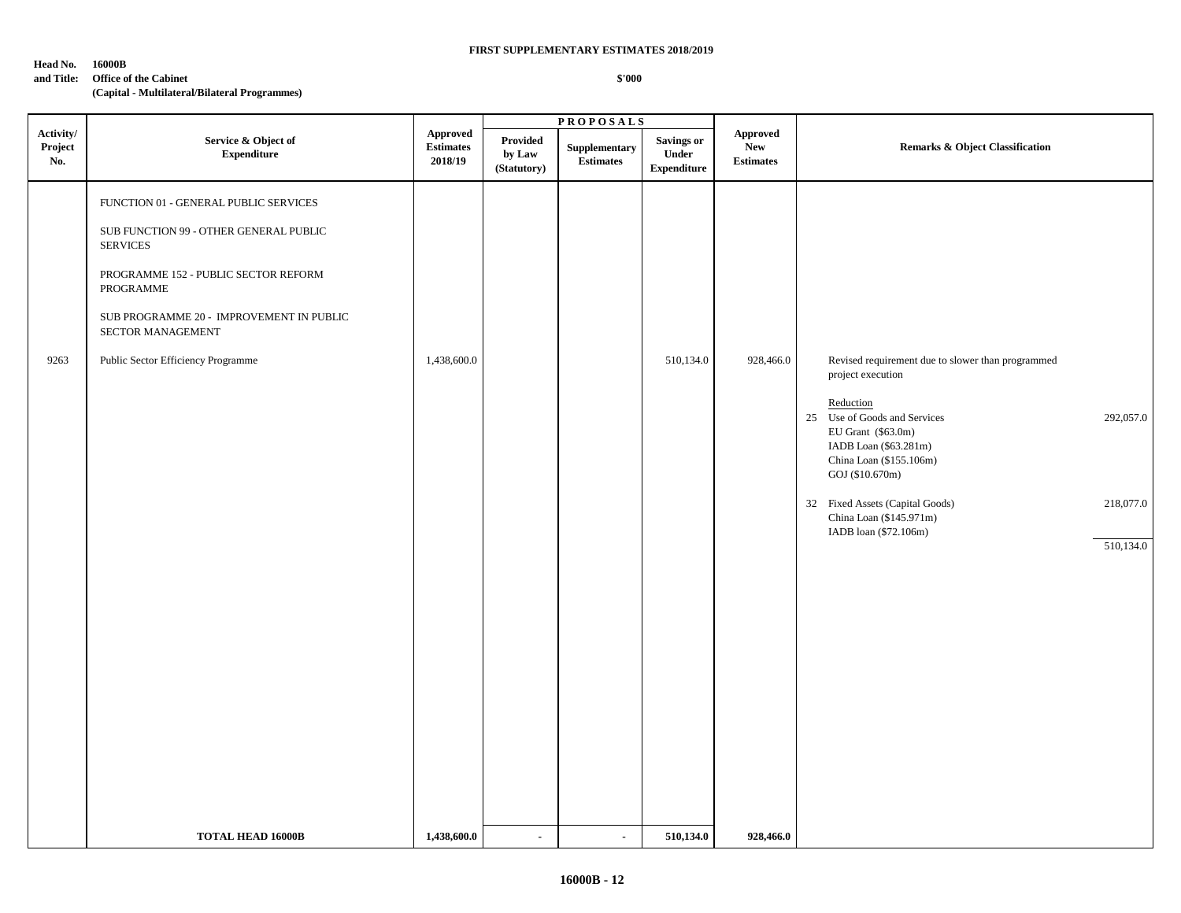**FIRST SUPPLEMENTARY ESTIMATES 2018/2019**

**Head No. 16000B**
**and Title: Office of the Cabinet**
**(Capital - Multilateral/Bilateral Programmes)**

**$'000**

| Activity/ Project No. | Service & Object of Expenditure | Approved Estimates 2018/19 | PROPOSALS Provided by Law (Statutory) | Supplementary Estimates | Savings or Under Expenditure | Approved New Estimates | Remarks & Object Classification |
|---|---|---|---|---|---|---|---|
| | FUNCTION 01 - GENERAL PUBLIC SERVICES | | | | | | |
| | SUB FUNCTION 99 - OTHER GENERAL PUBLIC SERVICES | | | | | | |
| | PROGRAMME 152 - PUBLIC SECTOR REFORM PROGRAMME | | | | | | |
| | SUB PROGRAMME 20 - IMPROVEMENT IN PUBLIC SECTOR MANAGEMENT | | | | | | |
| 9263 | Public Sector Efficiency Programme | 1,438,600.0 | | | 510,134.0 | 928,466.0 | Revised requirement due to slower than programmed project execution<br><br>Reduction<br>25 Use of Goods and Services 292,057.0<br>EU Grant ($63.0m)<br>IADB Loan ($63.281m)<br>China Loan ($155.106m)<br>GOJ ($10.670m)<br><br>32 Fixed Assets (Capital Goods) 218,077.0<br>China Loan ($145.971m)<br>IADB loan ($72.106m)<br><br>510,134.0 |
| | **TOTAL HEAD 16000B** | **1,438,600.0** | **-** | **-** | **510,134.0** | **928,466.0** | |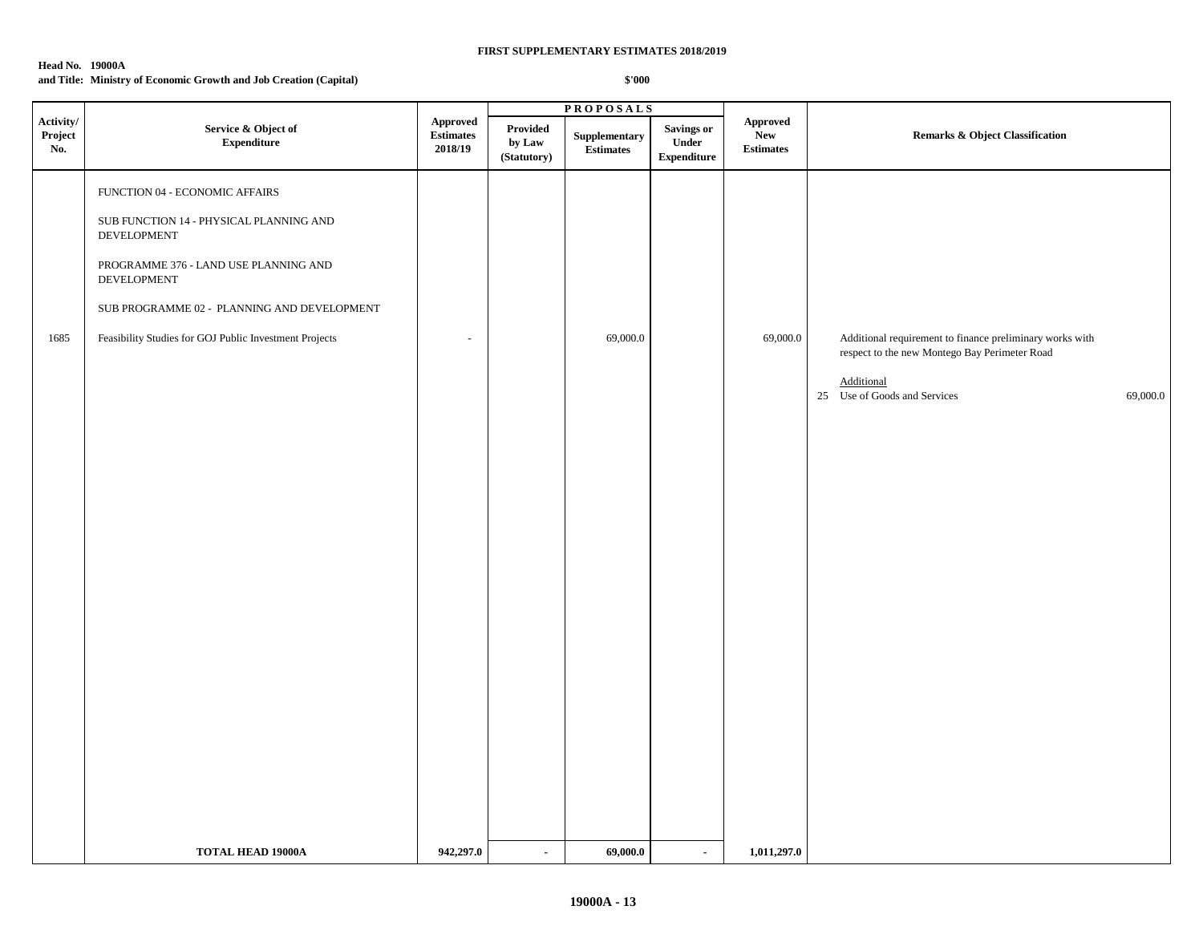**FIRST SUPPLEMENTARY ESTIMATES 2018/2019**

**Head No. 19000A**
**and Title: Ministry of Economic Growth and Job Creation (Capital)**

**$'000**

| Activity/ Project No. | Service & Object of Expenditure | Approved Estimates 2018/19 | PROPOSALS Provided by Law (Statutory) | Supplementary Estimates | Savings or Under Expenditure | Approved New Estimates | Remarks & Object Classification |
|---|---|---|---|---|---|---|---|
| | FUNCTION 04 - ECONOMIC AFFAIRS | | | | | | |
| | SUB FUNCTION 14 - PHYSICAL PLANNING AND DEVELOPMENT | | | | | | |
| | PROGRAMME 376 - LAND USE PLANNING AND DEVELOPMENT | | | | | | |
| | SUB PROGRAMME 02 - PLANNING AND DEVELOPMENT | | | | | | |
| 1685 | Feasibility Studies for GOJ Public Investment Projects | - | | 69,000.0 | | 69,000.0 | Additional requirement to finance preliminary works with respect to the new Montego Bay Perimeter Road<br><br>Additional<br>25 Use of Goods and Services 69,000.0 |
| | **TOTAL HEAD 19000A** | **942,297.0** | **-** | **69,000.0** | **-** | **1,011,297.0** | |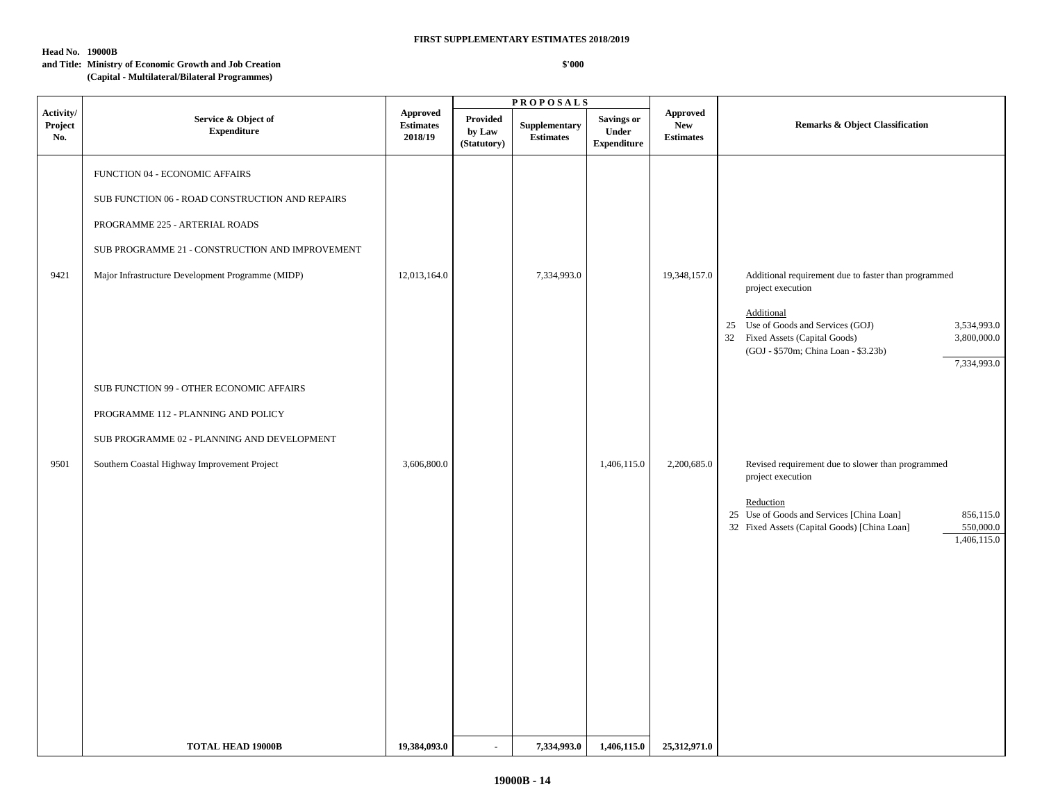FIRST SUPPLEMENTARY ESTIMATES 2018/2019

**Head No. 19000B**
**and Title: Ministry of Economic Growth and Job Creation**
**(Capital - Multilateral/Bilateral Programmes)**

$'000

| Activity/ Project No. | Service & Object of Expenditure | Approved Estimates 2018/19 | PROPOSALS Provided by Law (Statutory) | Supplementary Estimates | Savings or Under Expenditure | Approved New Estimates | Remarks & Object Classification |
|---|---|---|---|---|---|---|---|
| | FUNCTION 04 - ECONOMIC AFFAIRS | | | | | | |
| | SUB FUNCTION 06 - ROAD CONSTRUCTION AND REPAIRS | | | | | | |
| | PROGRAMME 225 - ARTERIAL ROADS | | | | | | |
| | SUB PROGRAMME 21 - CONSTRUCTION AND IMPROVEMENT | | | | | | |
| 9421 | Major Infrastructure Development Programme (MIDP) | 12,013,164.0 | | 7,334,993.0 | | 19,348,157.0 | Additional requirement due to faster than programmed project execution<br><br>Additional<br>25 Use of Goods and Services (GOJ) 3,534,993.0<br>32 Fixed Assets (Capital Goods) 3,800,000.0<br>(GOJ - $570m; China Loan - $3.23b)<br>7,334,993.0 |
| | SUB FUNCTION 99 - OTHER ECONOMIC AFFAIRS | | | | | | |
| | PROGRAMME 112 - PLANNING AND POLICY | | | | | | |
| | SUB PROGRAMME 02 - PLANNING AND DEVELOPMENT | | | | | | |
| 9501 | Southern Coastal Highway Improvement Project | 3,606,800.0 | | | 1,406,115.0 | 2,200,685.0 | Revised requirement due to slower than programmed project execution<br><br>Reduction<br>25 Use of Goods and Services [China Loan] 856,115.0<br>32 Fixed Assets (Capital Goods) [China Loan] 550,000.0<br>1,406,115.0 |
| | **TOTAL HEAD 19000B** | **19,384,093.0** | **-** | **7,334,993.0** | **1,406,115.0** | **25,312,971.0** | |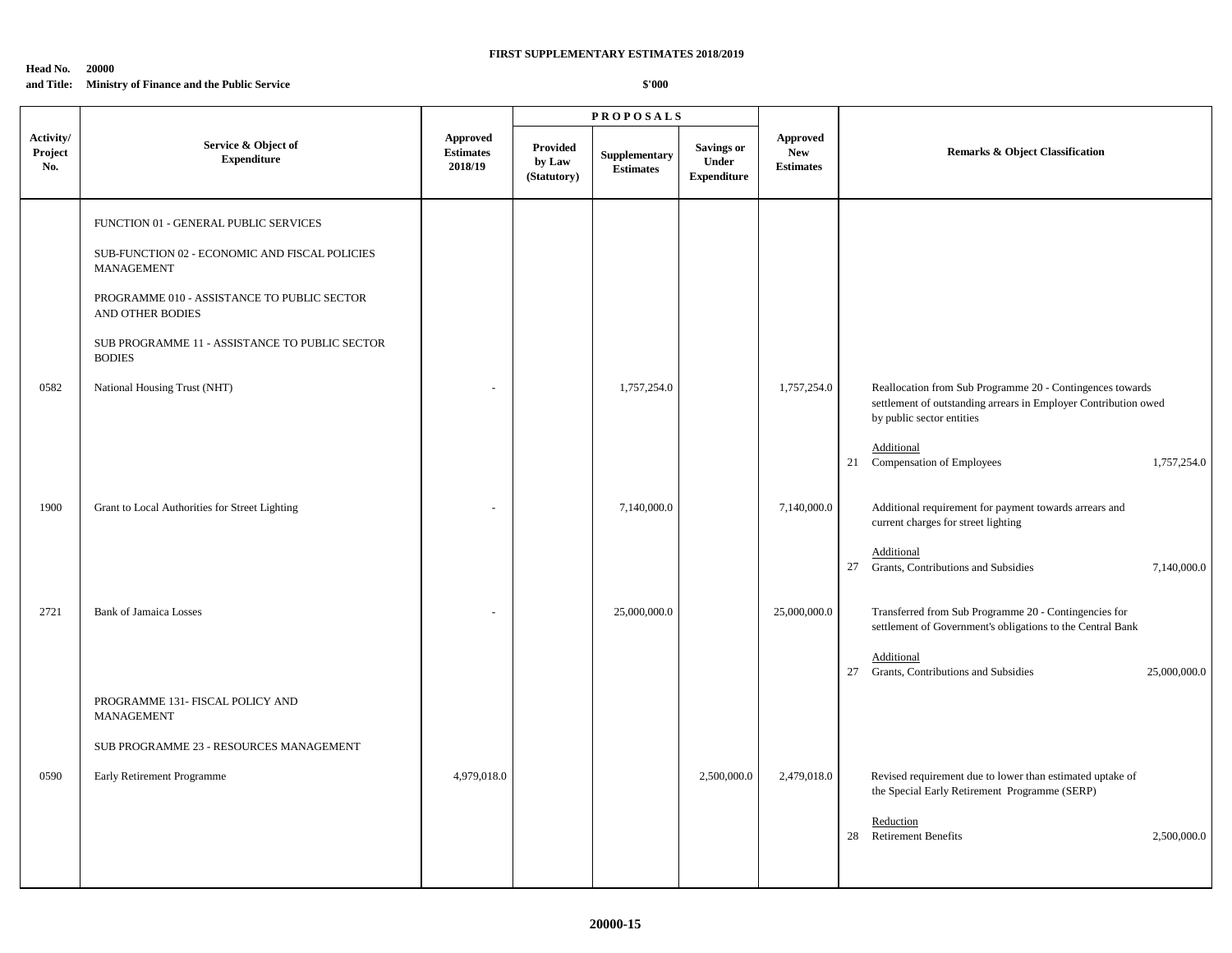**FIRST SUPPLEMENTARY ESTIMATES 2018/2019**

**Head No. 20000**
**and Title: Ministry of Finance and the Public Service**

**$'000**

| Activity/ Project No. | Service & Object of Expenditure | Approved Estimates 2018/19 | PROPOSALS Provided by Law (Statutory) | Supplementary Estimates | Savings or Under Expenditure | Approved New Estimates | Remarks & Object Classification |
|---|---|---|---|---|---|---|---|
| | FUNCTION 01 - GENERAL PUBLIC SERVICES | | | | | | |
| | SUB-FUNCTION 02 - ECONOMIC AND FISCAL POLICIES MANAGEMENT | | | | | | |
| | PROGRAMME 010 - ASSISTANCE TO PUBLIC SECTOR AND OTHER BODIES | | | | | | |
| | SUB PROGRAMME 11 - ASSISTANCE TO PUBLIC SECTOR BODIES | | | | | | |
| 0582 | National Housing Trust (NHT) | - | | 1,757,254.0 | | 1,757,254.0 | Reallocation from Sub Programme 20 - Contingences towards settlement of outstanding arrears in Employer Contribution owed by public sector entities<br><br>Additional<br>21 Compensation of Employees 1,757,254.0 |
| 1900 | Grant to Local Authorities for Street Lighting | - | | 7,140,000.0 | | 7,140,000.0 | Additional requirement for payment towards arrears and current charges for street lighting<br><br>Additional<br>27 Grants, Contributions and Subsidies 7,140,000.0 |
| 2721 | Bank of Jamaica Losses | - | | 25,000,000.0 | | 25,000,000.0 | Transferred from Sub Programme 20 - Contingencies for settlement of Government's obligations to the Central Bank<br><br>Additional<br>27 Grants, Contributions and Subsidies 25,000,000.0 |
| | PROGRAMME 131- FISCAL POLICY AND MANAGEMENT | | | | | | |
| | SUB PROGRAMME 23 - RESOURCES MANAGEMENT | | | | | | |
| 0590 | Early Retirement Programme | 4,979,018.0 | | | 2,500,000.0 | 2,479,018.0 | Revised requirement due to lower than estimated uptake of the Special Early Retirement Programme (SERP)<br><br>Reduction<br>28 Retirement Benefits 2,500,000.0 |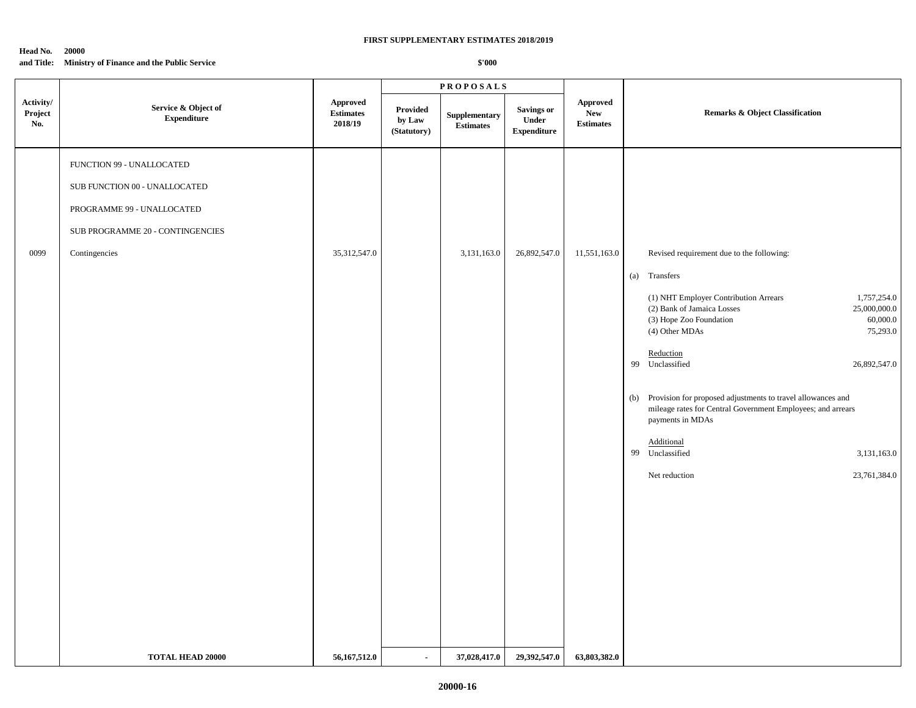**FIRST SUPPLEMENTARY ESTIMATES 2018/2019**

**Head No. 20000**
**and Title: Ministry of Finance and the Public Service**

**$'000**

| Activity/ Project No. | Service & Object of Expenditure | Approved Estimates 2018/19 | PROPOSALS | | | Approved New Estimates | Remarks & Object Classification | |
|---|---|---|---|---|---|---|---|---|
| | | | Provided by Law (Statutory) | Supplementary Estimates | Savings or Under Expenditure | | | |
| | FUNCTION 99 - UNALLOCATED | | | | | | | |
| | SUB FUNCTION 00 - UNALLOCATED | | | | | | | |
| | PROGRAMME 99 - UNALLOCATED | | | | | | | |
| | SUB PROGRAMME 20 - CONTINGENCIES | | | | | | | |
| 0099 | Contingencies | 35,312,547.0 | | 3,131,163.0 | 26,892,547.0 | 11,551,163.0 | Revised requirement due to the following: | |
| | | | | | | | (a) Transfers | |
| | | | | | | | (1) NHT Employer Contribution Arrears | 1,757,254.0 |
| | | | | | | | (2) Bank of Jamaica Losses | 25,000,000.0 |
| | | | | | | | (3) Hope Zoo Foundation | 60,000.0 |
| | | | | | | | (4) Other MDAs | 75,293.0 |
| | | | | | | | Reduction | |
| | | | | | | | 99 Unclassified | 26,892,547.0 |
| | | | | | | | (b) Provision for proposed adjustments to travel allowances and mileage rates for Central Government Employees; and arrears payments in MDAs | |
| | | | | | | | Additional | |
| | | | | | | | 99 Unclassified | 3,131,163.0 |
| | | | | | | | Net reduction | 23,761,384.0 |
| | **TOTAL HEAD 20000** | **56,167,512.0** | **-** | **37,028,417.0** | **29,392,547.0** | **63,803,382.0** | | |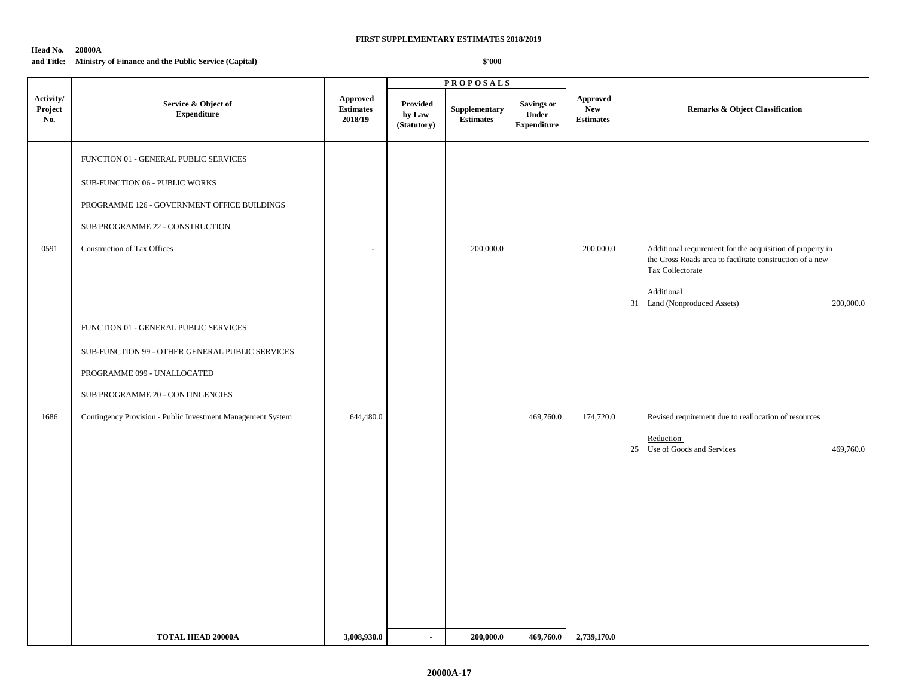**FIRST SUPPLEMENTARY ESTIMATES 2018/2019**

**Head No. 20000A**
**and Title: Ministry of Finance and the Public Service (Capital)**

**$'000**

| Activity/ Project No. | Service & Object of Expenditure | Approved Estimates 2018/19 | PROPOSALS Provided by Law (Statutory) | Supplementary Estimates | Savings or Under Expenditure | Approved New Estimates | Remarks & Object Classification |
|---|---|---|---|---|---|---|---|
| | FUNCTION 01 - GENERAL PUBLIC SERVICES | | | | | | |
| | SUB-FUNCTION 06 - PUBLIC WORKS | | | | | | |
| | PROGRAMME 126 - GOVERNMENT OFFICE BUILDINGS | | | | | | |
| | SUB PROGRAMME 22 - CONSTRUCTION | | | | | | |
| 0591 | Construction of Tax Offices | - | | 200,000.0 | | 200,000.0 | Additional requirement for the acquisition of property in the Cross Roads area to facilitate construction of a new Tax Collectorate<br><br>Additional<br>31 Land (Nonproduced Assets) 200,000.0 |
| | FUNCTION 01 - GENERAL PUBLIC SERVICES | | | | | | |
| | SUB-FUNCTION 99 - OTHER GENERAL PUBLIC SERVICES | | | | | | |
| | PROGRAMME 099 - UNALLOCATED | | | | | | |
| | SUB PROGRAMME 20 - CONTINGENCIES | | | | | | |
| 1686 | Contingency Provision - Public Investment Management System | 644,480.0 | | | 469,760.0 | 174,720.0 | Revised requirement due to reallocation of resources<br><br>Reduction<br>25 Use of Goods and Services 469,760.0 |
| | **TOTAL HEAD 20000A** | **3,008,930.0** | **-** | **200,000.0** | **469,760.0** | **2,739,170.0** | |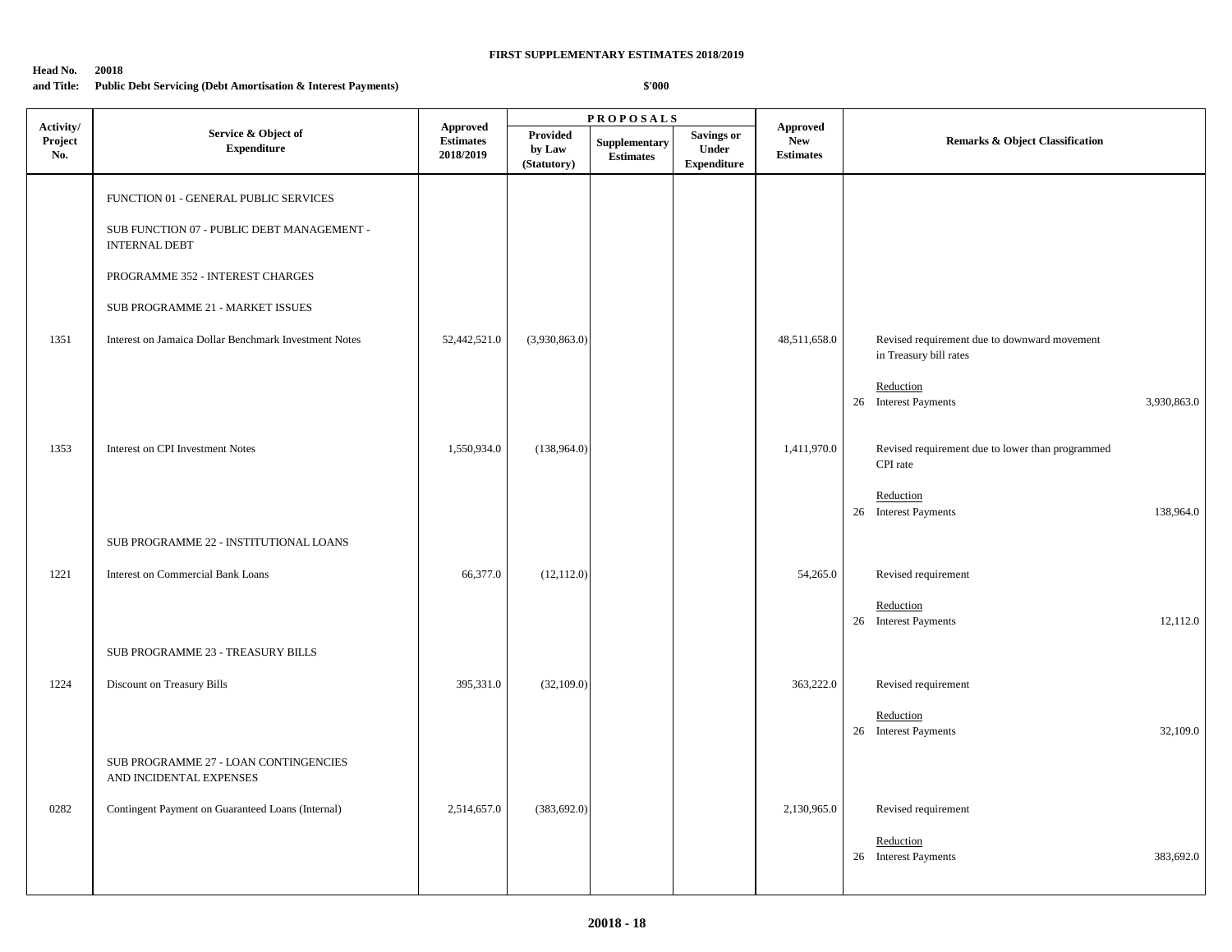**FIRST SUPPLEMENTARY ESTIMATES 2018/2019**

**Head No. 20018**
**and Title: Public Debt Servicing (Debt Amortisation & Interest Payments)**

**$'000**

| Activity/ Project No. | Service & Object of Expenditure | Approved Estimates 2018/2019 | PROPOSALS Provided by Law (Statutory) | Supplementary Estimates | Savings or Under Expenditure | Approved New Estimates | Remarks & Object Classification | |
|---|---|---|---|---|---|---|---|---|
| | FUNCTION 01 - GENERAL PUBLIC SERVICES | | | | | | | |
| | SUB FUNCTION 07 - PUBLIC DEBT MANAGEMENT - INTERNAL DEBT | | | | | | | |
| | PROGRAMME 352 - INTEREST CHARGES | | | | | | | |
| | SUB PROGRAMME 21 - MARKET ISSUES | | | | | | | |
| 1351 | Interest on Jamaica Dollar Benchmark Investment Notes | 52,442,521.0 | (3,930,863.0) | | | 48,511,658.0 | Revised requirement due to downward movement in Treasury bill rates | |
| | | | | | | | Reduction | |
| | | | | | | | 26 Interest Payments | 3,930,863.0 |
| 1353 | Interest on CPI Investment Notes | 1,550,934.0 | (138,964.0) | | | 1,411,970.0 | Revised requirement due to lower than programmed CPI rate | |
| | | | | | | | Reduction | |
| | | | | | | | 26 Interest Payments | 138,964.0 |
| | SUB PROGRAMME 22 - INSTITUTIONAL LOANS | | | | | | | |
| 1221 | Interest on Commercial Bank Loans | 66,377.0 | (12,112.0) | | | 54,265.0 | Revised requirement | |
| | | | | | | | Reduction | |
| | | | | | | | 26 Interest Payments | 12,112.0 |
| | SUB PROGRAMME 23 - TREASURY BILLS | | | | | | | |
| 1224 | Discount on Treasury Bills | 395,331.0 | (32,109.0) | | | 363,222.0 | Revised requirement | |
| | | | | | | | Reduction | |
| | | | | | | | 26 Interest Payments | 32,109.0 |
| | SUB PROGRAMME 27 - LOAN CONTINGENCIES AND INCIDENTAL EXPENSES | | | | | | | |
| 0282 | Contingent Payment on Guaranteed Loans (Internal) | 2,514,657.0 | (383,692.0) | | | 2,130,965.0 | Revised requirement | |
| | | | | | | | Reduction | |
| | | | | | | | 26 Interest Payments | 383,692.0 |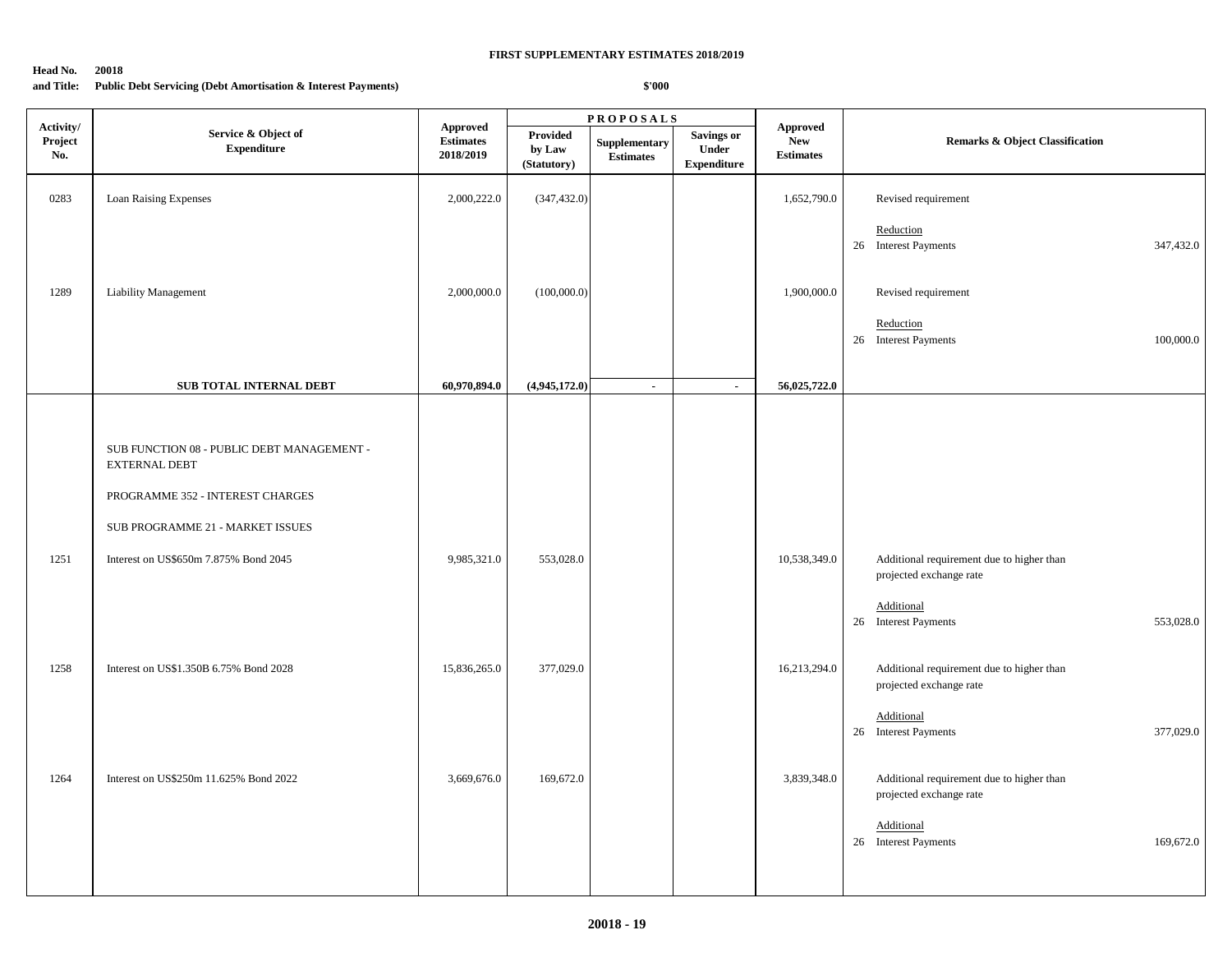**FIRST SUPPLEMENTARY ESTIMATES 2018/2019**

**Head No. 20018**
**and Title: Public Debt Servicing (Debt Amortisation & Interest Payments)**

**$'000**

| Activity/ Project No. | Service & Object of Expenditure | Approved Estimates 2018/2019 | PROPOSALS Provided by Law (Statutory) | Supplementary Estimates | Savings or Under Expenditure | Approved New Estimates | Remarks & Object Classification |
|---|---|---|---|---|---|---|---|
| 0283 | Loan Raising Expenses | 2,000,222.0 | (347,432.0) | | | 1,652,790.0 | Revised requirement<br><br>Reduction<br>26 Interest Payments 347,432.0 |
| 1289 | Liability Management | 2,000,000.0 | (100,000.0) | | | 1,900,000.0 | Revised requirement<br><br>Reduction<br>26 Interest Payments 100,000.0 |
| | **SUB TOTAL INTERNAL DEBT** | **60,970,894.0** | **(4,945,172.0)** | **-** | **-** | **56,025,722.0** | |
| | SUB FUNCTION 08 - PUBLIC DEBT MANAGEMENT - EXTERNAL DEBT | | | | | | |
| | PROGRAMME 352 - INTEREST CHARGES | | | | | | |
| | SUB PROGRAMME 21 - MARKET ISSUES | | | | | | |
| 1251 | Interest on US$650m 7.875% Bond 2045 | 9,985,321.0 | 553,028.0 | | | 10,538,349.0 | Additional requirement due to higher than projected exchange rate<br><br>Additional<br>26 Interest Payments 553,028.0 |
| 1258 | Interest on US$1.350B 6.75% Bond 2028 | 15,836,265.0 | 377,029.0 | | | 16,213,294.0 | Additional requirement due to higher than projected exchange rate<br><br>Additional<br>26 Interest Payments 377,029.0 |
| 1264 | Interest on US$250m 11.625% Bond 2022 | 3,669,676.0 | 169,672.0 | | | 3,839,348.0 | Additional requirement due to higher than projected exchange rate<br><br>Additional<br>26 Interest Payments 169,672.0 |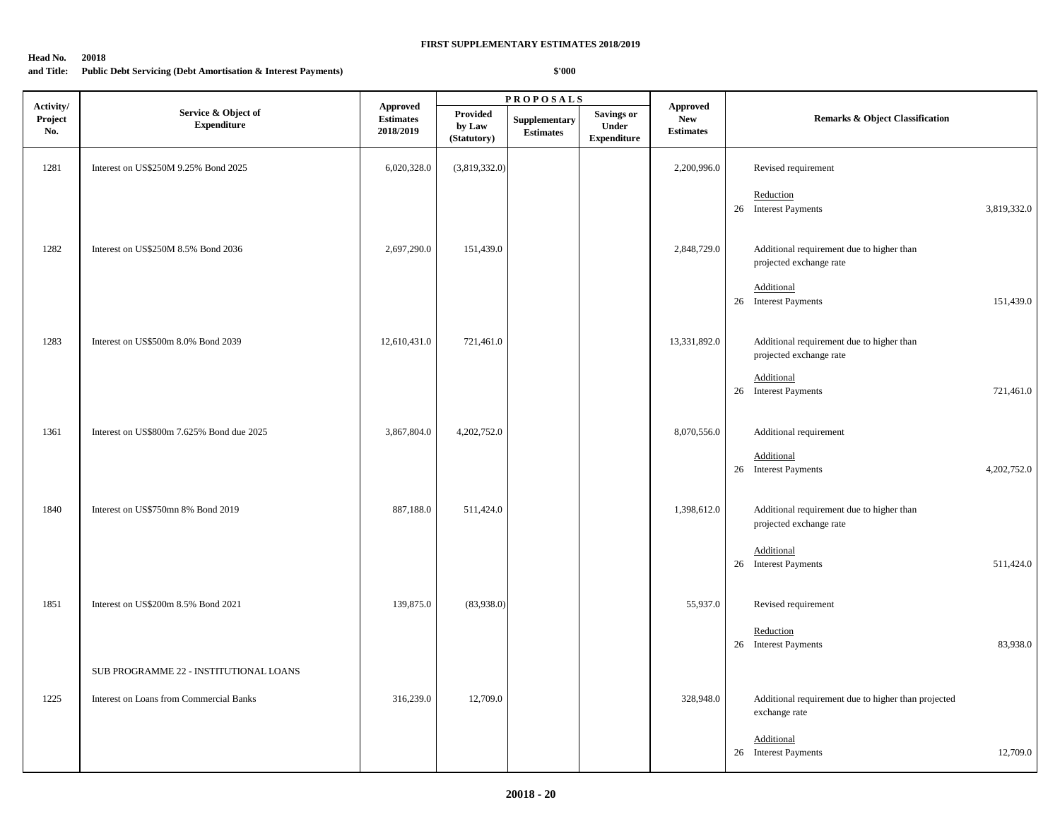**FIRST SUPPLEMENTARY ESTIMATES 2018/2019**

**Head No. 20018**
**and Title: Public Debt Servicing (Debt Amortisation & Interest Payments)**

**$'000**

| Activity/ Project No. | Service & Object of Expenditure | Approved Estimates 2018/2019 | PROPOSALS | | | Approved New Estimates | Remarks & Object Classification | |
|---|---|---|---|---|---|---|---|---|
| | | | Provided by Law (Statutory) | Supplementary Estimates | Savings or Under Expenditure | | | |
| 1281 | Interest on US$250M 9.25% Bond 2025 | 6,020,328.0 | (3,819,332.0) | | | 2,200,996.0 | Revised requirement | |
| | | | | | | | Reduction | |
| | | | | | | | 26 Interest Payments | 3,819,332.0 |
| 1282 | Interest on US$250M 8.5% Bond 2036 | 2,697,290.0 | 151,439.0 | | | 2,848,729.0 | Additional requirement due to higher than projected exchange rate | |
| | | | | | | | Additional | |
| | | | | | | | 26 Interest Payments | 151,439.0 |
| 1283 | Interest on US$500m 8.0% Bond 2039 | 12,610,431.0 | 721,461.0 | | | 13,331,892.0 | Additional requirement due to higher than projected exchange rate | |
| | | | | | | | Additional | |
| | | | | | | | 26 Interest Payments | 721,461.0 |
| 1361 | Interest on US$800m 7.625% Bond due 2025 | 3,867,804.0 | 4,202,752.0 | | | 8,070,556.0 | Additional requirement | |
| | | | | | | | Additional | |
| | | | | | | | 26 Interest Payments | 4,202,752.0 |
| 1840 | Interest on US$750mn 8% Bond 2019 | 887,188.0 | 511,424.0 | | | 1,398,612.0 | Additional requirement due to higher than projected exchange rate | |
| | | | | | | | Additional | |
| | | | | | | | 26 Interest Payments | 511,424.0 |
| 1851 | Interest on US$200m 8.5% Bond 2021 | 139,875.0 | (83,938.0) | | | 55,937.0 | Revised requirement | |
| | | | | | | | Reduction | |
| | | | | | | | 26 Interest Payments | 83,938.0 |
| | SUB PROGRAMME 22 - INSTITUTIONAL LOANS | | | | | | | |
| 1225 | Interest on Loans from Commercial Banks | 316,239.0 | 12,709.0 | | | 328,948.0 | Additional requirement due to higher than projected exchange rate | |
| | | | | | | | Additional | |
| | | | | | | | 26 Interest Payments | 12,709.0 |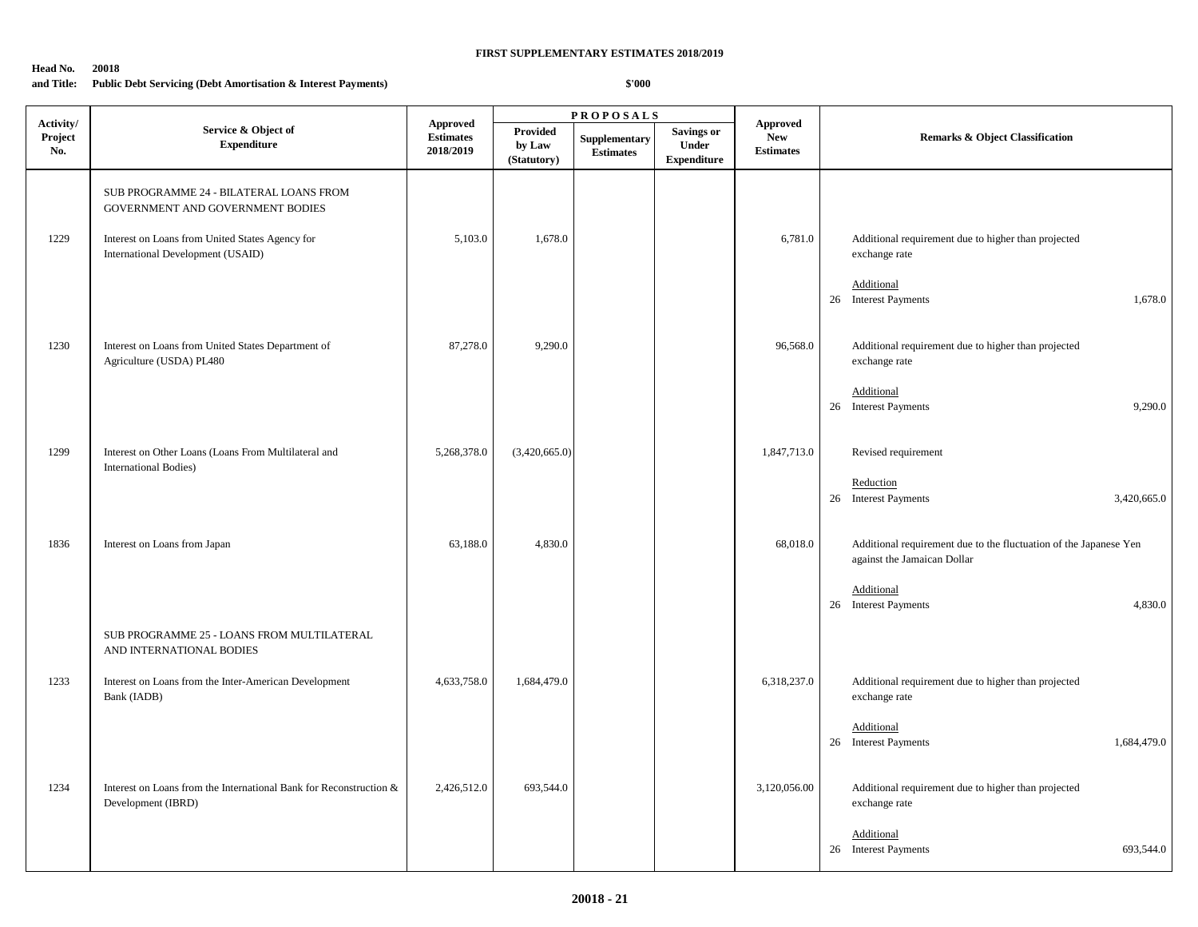**FIRST SUPPLEMENTARY ESTIMATES 2018/2019**

**Head No. 20018**
**and Title: Public Debt Servicing (Debt Amortisation & Interest Payments)**

**$'000**

| Activity/ Project No. | Service & Object of Expenditure | Approved Estimates 2018/2019 | PROPOSALS | | | Approved New Estimates | Remarks & Object Classification |
|---|---|---|---|---|---|---|---|
| | | | Provided by Law (Statutory) | Supplementary Estimates | Savings or Under Expenditure | | |
| | SUB PROGRAMME 24 - BILATERAL LOANS FROM GOVERNMENT AND GOVERNMENT BODIES | | | | | | |
| 1229 | Interest on Loans from United States Agency for International Development (USAID) | 5,103.0 | 1,678.0 | | | 6,781.0 | Additional requirement due to higher than projected exchange rate<br><br>Additional<br>26 Interest Payments 1,678.0 |
| 1230 | Interest on Loans from United States Department of Agriculture (USDA) PL480 | 87,278.0 | 9,290.0 | | | 96,568.0 | Additional requirement due to higher than projected exchange rate<br><br>Additional<br>26 Interest Payments 9,290.0 |
| 1299 | Interest on Other Loans (Loans From Multilateral and International Bodies) | 5,268,378.0 | (3,420,665.0) | | | 1,847,713.0 | Revised requirement<br><br>Reduction<br>26 Interest Payments 3,420,665.0 |
| 1836 | Interest on Loans from Japan | 63,188.0 | 4,830.0 | | | 68,018.0 | Additional requirement due to the fluctuation of the Japanese Yen against the Jamaican Dollar<br><br>Additional<br>26 Interest Payments 4,830.0 |
| | SUB PROGRAMME 25 - LOANS FROM MULTILATERAL AND INTERNATIONAL BODIES | | | | | | |
| 1233 | Interest on Loans from the Inter-American Development Bank (IADB) | 4,633,758.0 | 1,684,479.0 | | | 6,318,237.0 | Additional requirement due to higher than projected exchange rate<br><br>Additional<br>26 Interest Payments 1,684,479.0 |
| 1234 | Interest on Loans from the International Bank for Reconstruction & Development (IBRD) | 2,426,512.0 | 693,544.0 | | | 3,120,056.00 | Additional requirement due to higher than projected exchange rate<br><br>Additional<br>26 Interest Payments 693,544.0 |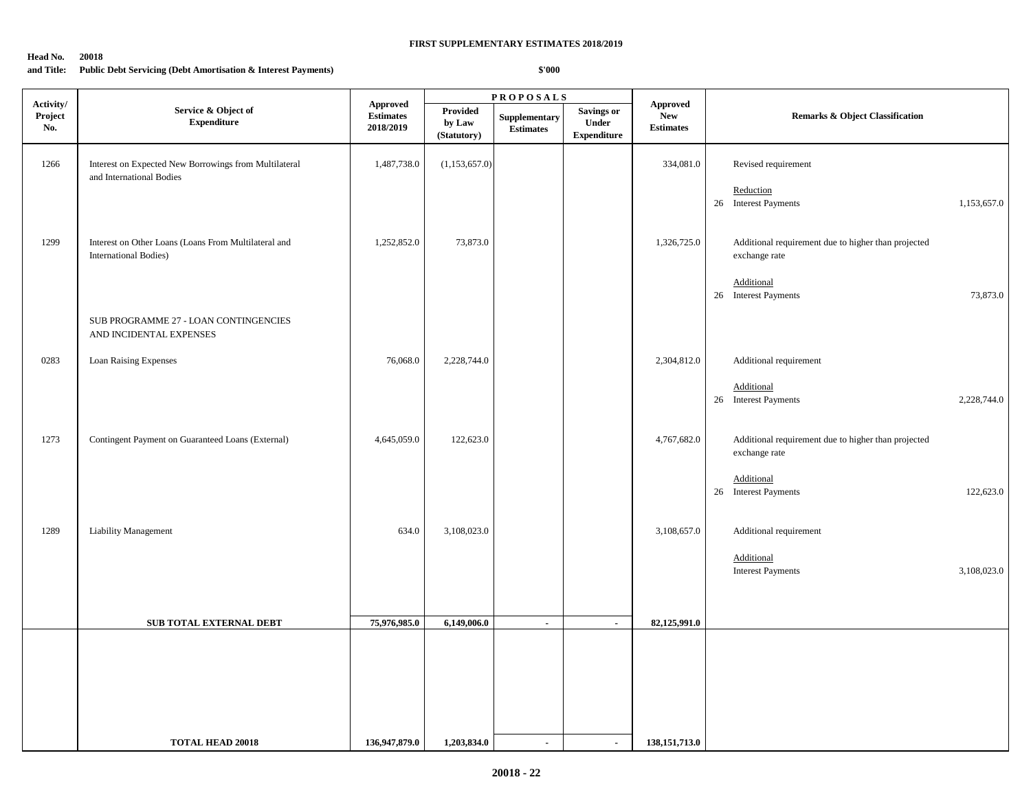**FIRST SUPPLEMENTARY ESTIMATES 2018/2019**

**Head No. 20018**
**and Title: Public Debt Servicing (Debt Amortisation & Interest Payments)**

**$'000**

| Activity/ Project No. | Service & Object of Expenditure | Approved Estimates 2018/2019 | PROPOSALS Provided by Law (Statutory) | Supplementary Estimates | Savings or Under Expenditure | Approved New Estimates | Remarks & Object Classification | |
|---|---|---|---|---|---|---|---|---|
| 1266 | Interest on Expected New Borrowings from Multilateral and International Bodies | 1,487,738.0 | (1,153,657.0) | | | 334,081.0 | Revised requirement | |
| | | | | | | | Reduction | |
| | | | | | | | 26 Interest Payments | 1,153,657.0 |
| 1299 | Interest on Other Loans (Loans From Multilateral and International Bodies) | 1,252,852.0 | 73,873.0 | | | 1,326,725.0 | Additional requirement due to higher than projected exchange rate | |
| | | | | | | | Additional | |
| | | | | | | | 26 Interest Payments | 73,873.0 |
| | SUB PROGRAMME 27 - LOAN CONTINGENCIES AND INCIDENTAL EXPENSES | | | | | | | |
| 0283 | Loan Raising Expenses | 76,068.0 | 2,228,744.0 | | | 2,304,812.0 | Additional requirement | |
| | | | | | | | Additional | |
| | | | | | | | 26 Interest Payments | 2,228,744.0 |
| 1273 | Contingent Payment on Guaranteed Loans (External) | 4,645,059.0 | 122,623.0 | | | 4,767,682.0 | Additional requirement due to higher than projected exchange rate | |
| | | | | | | | Additional | |
| | | | | | | | 26 Interest Payments | 122,623.0 |
| 1289 | Liability Management | 634.0 | 3,108,023.0 | | | 3,108,657.0 | Additional requirement | |
| | | | | | | | Additional | |
| | | | | | | | Interest Payments | 3,108,023.0 |
| | **SUB TOTAL EXTERNAL DEBT** | **75,976,985.0** | **6,149,006.0** | - | - | **82,125,991.0** | | |
| | **TOTAL HEAD 20018** | **136,947,879.0** | **1,203,834.0** | - | - | **138,151,713.0** | | |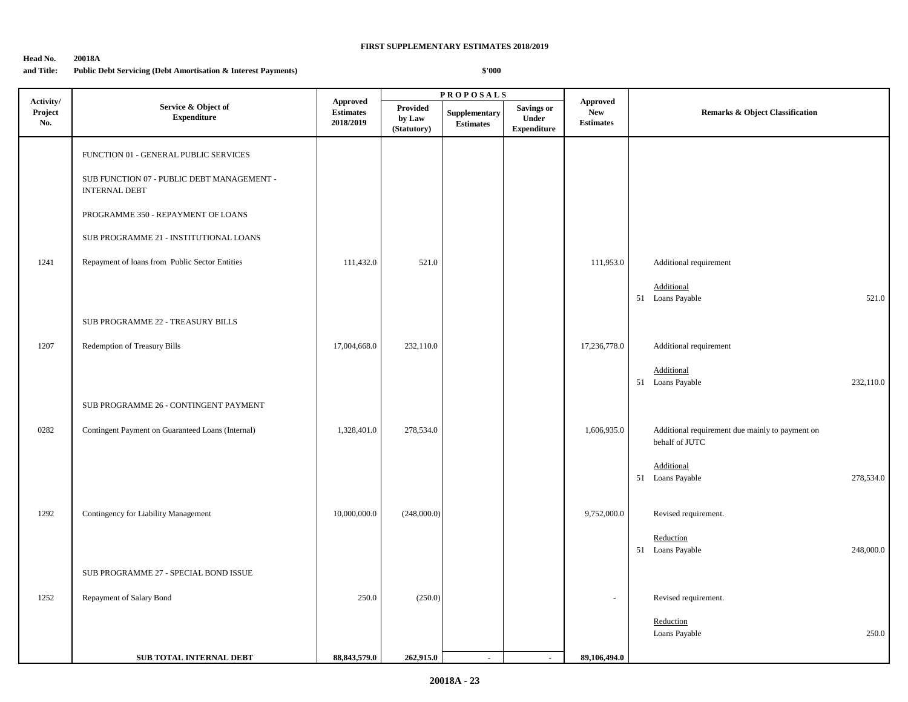**FIRST SUPPLEMENTARY ESTIMATES 2018/2019**

**Head No. 20018A**
**and Title: Public Debt Servicing (Debt Amortisation & Interest Payments)**

**$'000**

| Activity/ Project No. | Service & Object of Expenditure | Approved Estimates 2018/2019 | PROPOSALS Provided by Law (Statutory) | Supplementary Estimates | Savings or Under Expenditure | Approved New Estimates | Remarks & Object Classification | |
|---|---|---|---|---|---|---|---|---|
| | FUNCTION 01 - GENERAL PUBLIC SERVICES | | | | | | | |
| | SUB FUNCTION 07 - PUBLIC DEBT MANAGEMENT - INTERNAL DEBT | | | | | | | |
| | PROGRAMME 350 - REPAYMENT OF LOANS | | | | | | | |
| | SUB PROGRAMME 21 - INSTITUTIONAL LOANS | | | | | | | |
| 1241 | Repayment of loans from Public Sector Entities | 111,432.0 | 521.0 | | | 111,953.0 | Additional requirement | |
| | | | | | | | Additional | |
| | | | | | | | 51 Loans Payable | 521.0 |
| | SUB PROGRAMME 22 - TREASURY BILLS | | | | | | | |
| 1207 | Redemption of Treasury Bills | 17,004,668.0 | 232,110.0 | | | 17,236,778.0 | Additional requirement | |
| | | | | | | | Additional | |
| | | | | | | | 51 Loans Payable | 232,110.0 |
| | SUB PROGRAMME 26 - CONTINGENT PAYMENT | | | | | | | |
| 0282 | Contingent Payment on Guaranteed Loans (Internal) | 1,328,401.0 | 278,534.0 | | | 1,606,935.0 | Additional requirement due mainly to payment on behalf of JUTC | |
| | | | | | | | Additional | |
| | | | | | | | 51 Loans Payable | 278,534.0 |
| 1292 | Contingency for Liability Management | 10,000,000.0 | (248,000.0) | | | 9,752,000.0 | Revised requirement. | |
| | | | | | | | Reduction | |
| | | | | | | | 51 Loans Payable | 248,000.0 |
| | SUB PROGRAMME 27 - SPECIAL BOND ISSUE | | | | | | | |
| 1252 | Repayment of Salary Bond | 250.0 | (250.0) | | | - | Revised requirement. | |
| | | | | | | | Reduction | |
| | | | | | | | Loans Payable | 250.0 |
| | **SUB TOTAL INTERNAL DEBT** | **88,843,579.0** | **262,915.0** | **-** | **-** | **89,106,494.0** | | |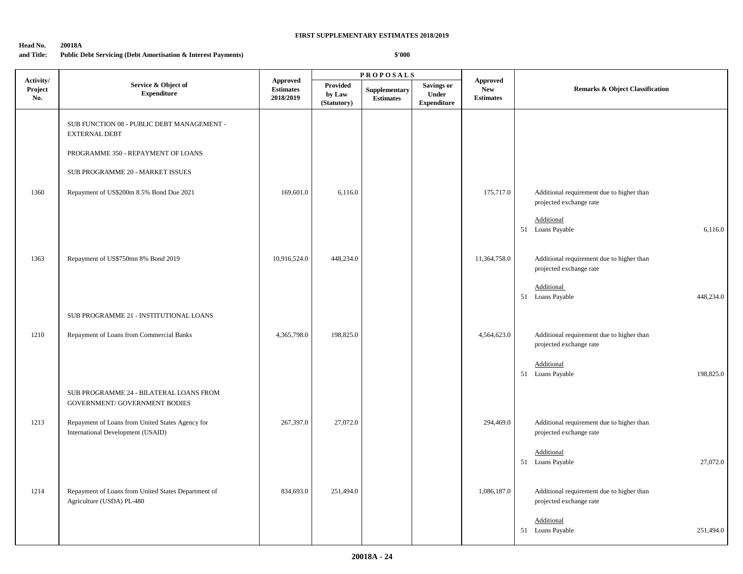**FIRST SUPPLEMENTARY ESTIMATES 2018/2019**

**Head No. and Title:** **20018A** **Public Debt Servicing (Debt Amortisation & Interest Payments)**

**$'000**

| Activity/ Project No. | Service & Object of Expenditure | Approved Estimates 2018/2019 | PROPOSALS Provided by Law (Statutory) | Supplementary Estimates | Savings or Under Expenditure | Approved New Estimates | Remarks & Object Classification | |
|---|---|---|---|---|---|---|---|---|
| | SUB FUNCTION 08 - PUBLIC DEBT MANAGEMENT - EXTERNAL DEBT | | | | | | | |
| | PROGRAMME 350 - REPAYMENT OF LOANS | | | | | | | |
| | SUB PROGRAMME 20 - MARKET ISSUES | | | | | | | |
| 1360 | Repayment of US$200m 8.5% Bond Due 2021 | 169,601.0 | 6,116.0 | | | 175,717.0 | Additional requirement due to higher than projected exchange rate | |
| | | | | | | | Additional | |
| | | | | | | | 51 Loans Payable | 6,116.0 |
| 1363 | Repayment of US$750mn 8% Bond 2019 | 10,916,524.0 | 448,234.0 | | | 11,364,758.0 | Additional requirement due to higher than projected exchange rate | |
| | | | | | | | Additional | |
| | | | | | | | 51 Loans Payable | 448,234.0 |
| | SUB PROGRAMME 21 - INSTITUTIONAL LOANS | | | | | | | |
| 1210 | Repayment of Loans from Commercial Banks | 4,365,798.0 | 198,825.0 | | | 4,564,623.0 | Additional requirement due to higher than projected exchange rate | |
| | | | | | | | Additional | |
| | | | | | | | 51 Loans Payable | 198,825.0 |
| | SUB PROGRAMME 24 - BILATERAL LOANS FROM GOVERNMENT/ GOVERNMENT BODIES | | | | | | | |
| 1213 | Repayment of Loans from United States Agency for International Development (USAID) | 267,397.0 | 27,072.0 | | | 294,469.0 | Additional requirement due to higher than projected exchange rate | |
| | | | | | | | Additional | |
| | | | | | | | 51 Loans Payable | 27,072.0 |
| 1214 | Repayment of Loans from United States Department of Agriculture (USDA) PL-480 | 834,693.0 | 251,494.0 | | | 1,086,187.0 | Additional requirement due to higher than projected exchange rate | |
| | | | | | | | Additional | |
| | | | | | | | 51 Loans Payable | 251,494.0 |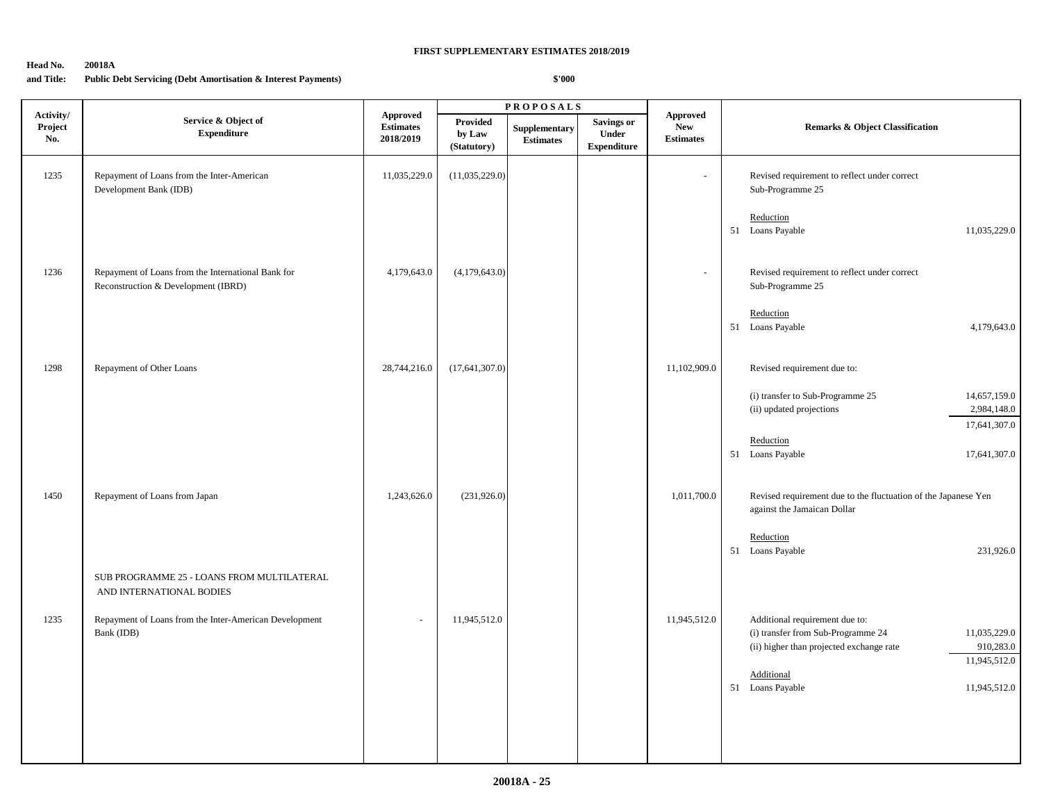**FIRST SUPPLEMENTARY ESTIMATES 2018/2019**

**Head No. 20018A**
**and Title: Public Debt Servicing (Debt Amortisation & Interest Payments)**

**$'000**

| Activity/ Project No. | Service & Object of Expenditure | Approved Estimates 2018/2019 | PROPOSALS | | | Approved New Estimates | Remarks & Object Classification | |
|---|---|---|---|---|---|---|---|---|
| | | | Provided by Law (Statutory) | Supplementary Estimates | Savings or Under Expenditure | | | |
| 1235 | Repayment of Loans from the Inter-American Development Bank (IDB) | 11,035,229.0 | (11,035,229.0) | | | - | Revised requirement to reflect under correct Sub-Programme 25 | |
| | | | | | | | Reduction | |
| | | | | | | | 51 Loans Payable | 11,035,229.0 |
| 1236 | Repayment of Loans from the International Bank for Reconstruction & Development (IBRD) | 4,179,643.0 | (4,179,643.0) | | | - | Revised requirement to reflect under correct Sub-Programme 25 | |
| | | | | | | | Reduction | |
| | | | | | | | 51 Loans Payable | 4,179,643.0 |
| 1298 | Repayment of Other Loans | 28,744,216.0 | (17,641,307.0) | | | 11,102,909.0 | Revised requirement due to: | |
| | | | | | | | (i) transfer to Sub-Programme 25 | 14,657,159.0 |
| | | | | | | | (ii) updated projections | 2,984,148.0 |
| | | | | | | | | 17,641,307.0 |
| | | | | | | | Reduction | |
| | | | | | | | 51 Loans Payable | 17,641,307.0 |
| 1450 | Repayment of Loans from Japan | 1,243,626.0 | (231,926.0) | | | 1,011,700.0 | Revised requirement due to the fluctuation of the Japanese Yen against the Jamaican Dollar | |
| | | | | | | | Reduction | |
| | | | | | | | 51 Loans Payable | 231,926.0 |
| | SUB PROGRAMME 25 - LOANS FROM MULTILATERAL AND INTERNATIONAL BODIES | | | | | | | |
| 1235 | Repayment of Loans from the Inter-American Development Bank (IDB) | - | 11,945,512.0 | | | 11,945,512.0 | Additional requirement due to: | |
| | | | | | | | (i) transfer from Sub-Programme 24 | 11,035,229.0 |
| | | | | | | | (ii) higher than projected exchange rate | 910,283.0 |
| | | | | | | | | 11,945,512.0 |
| | | | | | | | Additional | |
| | | | | | | | 51 Loans Payable | 11,945,512.0 |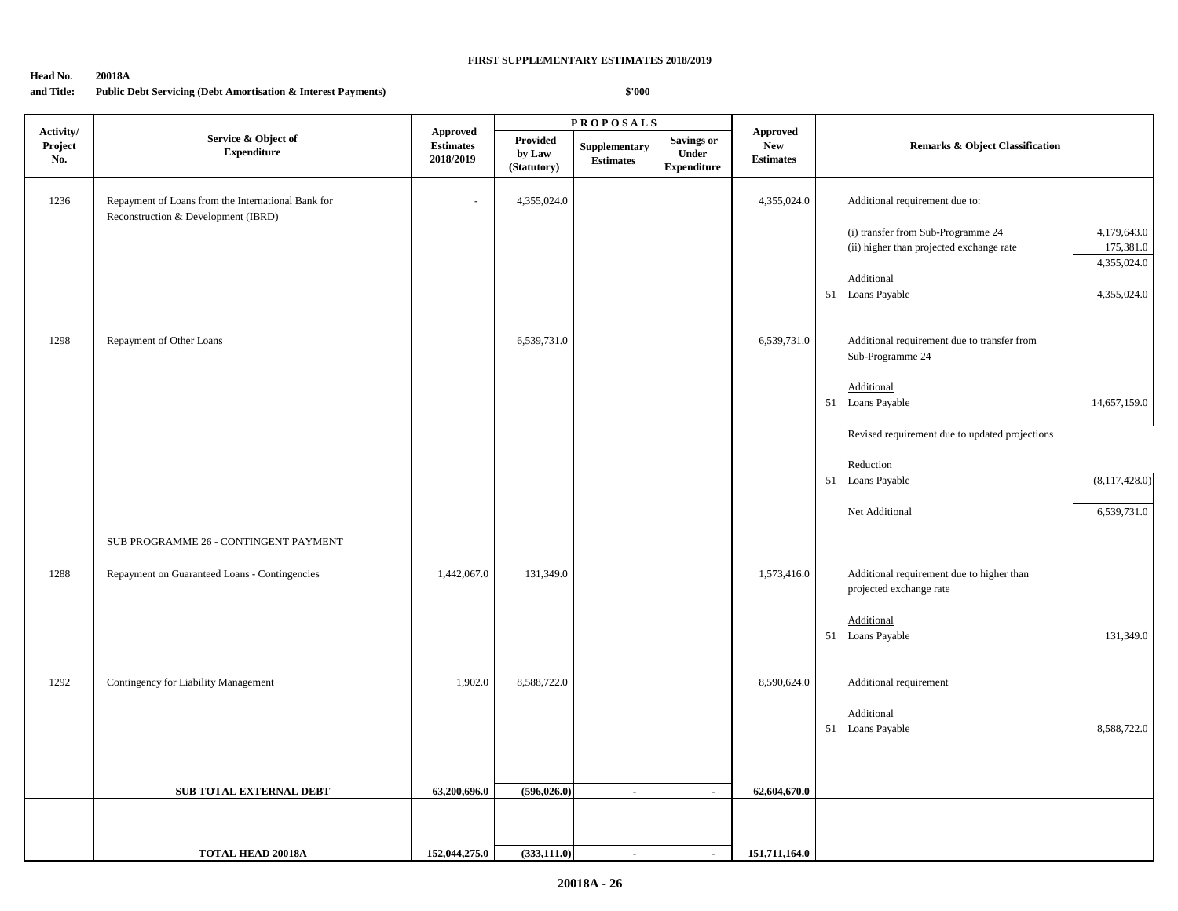**FIRST SUPPLEMENTARY ESTIMATES 2018/2019**

**Head No. 20018A**
**and Title: Public Debt Servicing (Debt Amortisation & Interest Payments)**

**$'000**

| Activity/ Project No. | Service & Object of Expenditure | Approved Estimates 2018/2019 | PROPOSALS Provided by Law (Statutory) | Supplementary Estimates | Savings or Under Expenditure | Approved New Estimates | Remarks & Object Classification | |
|---|---|---|---|---|---|---|---|---|
| 1236 | Repayment of Loans from the International Bank for Reconstruction & Development (IBRD) | - | 4,355,024.0 | | | 4,355,024.0 | Additional requirement due to: | |
| | | | | | | | (i) transfer from Sub-Programme 24 | 4,179,643.0 |
| | | | | | | | (ii) higher than projected exchange rate | 175,381.0 |
| | | | | | | | | 4,355,024.0 |
| | | | | | | | Additional | |
| | | | | | | | 51 Loans Payable | 4,355,024.0 |
| 1298 | Repayment of Other Loans | | 6,539,731.0 | | | 6,539,731.0 | Additional requirement due to transfer from Sub-Programme 24 | |
| | | | | | | | Additional | |
| | | | | | | | 51 Loans Payable | 14,657,159.0 |
| | | | | | | | Revised requirement due to updated projections | |
| | | | | | | | Reduction | |
| | | | | | | | 51 Loans Payable | (8,117,428.0) |
| | | | | | | | Net Additional | 6,539,731.0 |
| | SUB PROGRAMME 26 - CONTINGENT PAYMENT | | | | | | | |
| 1288 | Repayment on Guaranteed Loans - Contingencies | 1,442,067.0 | 131,349.0 | | | 1,573,416.0 | Additional requirement due to higher than projected exchange rate | |
| | | | | | | | Additional | |
| | | | | | | | 51 Loans Payable | 131,349.0 |
| 1292 | Contingency for Liability Management | 1,902.0 | 8,588,722.0 | | | 8,590,624.0 | Additional requirement | |
| | | | | | | | Additional | |
| | | | | | | | 51 Loans Payable | 8,588,722.0 |
| | **SUB TOTAL EXTERNAL DEBT** | **63,200,696.0** | **(596,026.0)** | **-** | **-** | **62,604,670.0** | | |
| | **TOTAL HEAD 20018A** | **152,044,275.0** | **(333,111.0)** | **-** | **-** | **151,711,164.0** | | |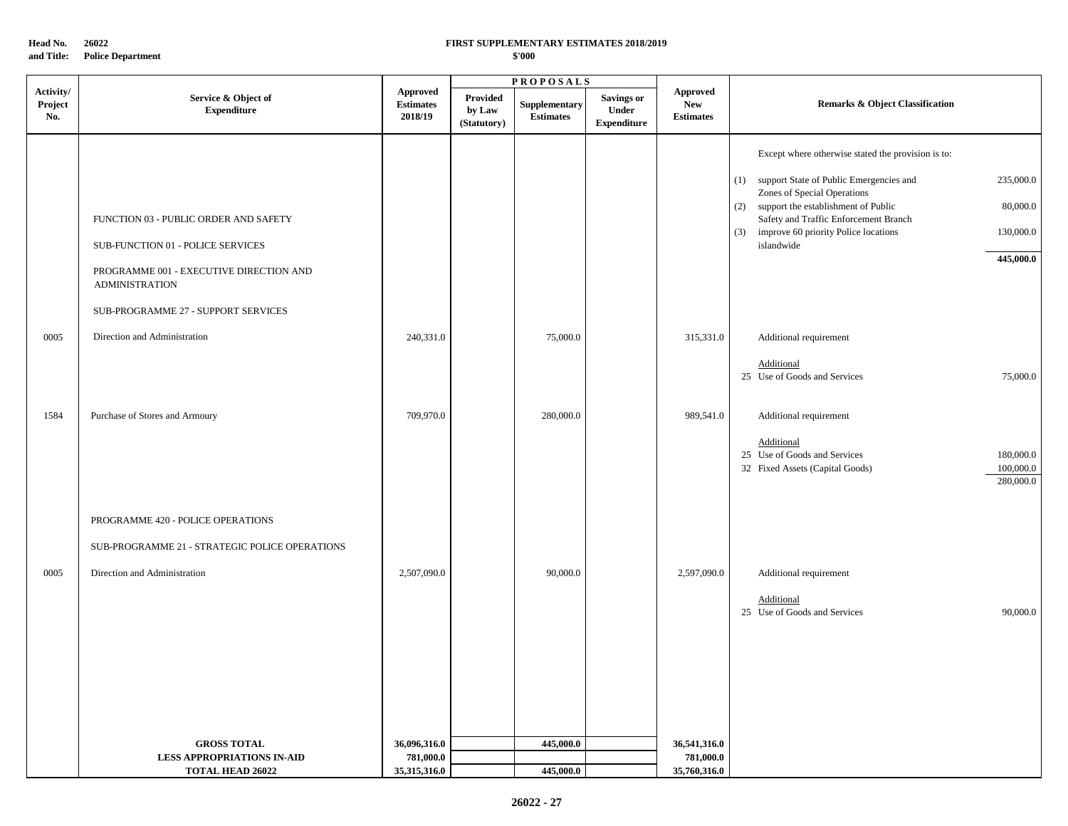**Head No. 26022**
**and Title: Police Department**

**FIRST SUPPLEMENTARY ESTIMATES 2018/2019**
**$'000**

| Activity/ Project No. | Service & Object of Expenditure | Approved Estimates 2018/19 | PROPOSALS Provided by Law (Statutory) | Supplementary Estimates | Savings or Under Expenditure | Approved New Estimates | Remarks & Object Classification | |
|---|---|---|---|---|---|---|---|---|
| | | | | | | | Except where otherwise stated the provision is to: | |
| | | | | | | | (1) support State of Public Emergencies and Zones of Special Operations | 235,000.0 |
| | FUNCTION 03 - PUBLIC ORDER AND SAFETY | | | | | | (2) support the establishment of Public Safety and Traffic Enforcement Branch | 80,000.0 |
| | SUB-FUNCTION 01 - POLICE SERVICES | | | | | | (3) improve 60 priority Police locations islandwide | 130,000.0 |
| | | | | | | | | **445,000.0** |
| | PROGRAMME 001 - EXECUTIVE DIRECTION AND ADMINISTRATION | | | | | | | |
| | SUB-PROGRAMME 27 - SUPPORT SERVICES | | | | | | | |
| 0005 | Direction and Administration | 240,331.0 | | 75,000.0 | | 315,331.0 | Additional requirement | |
| | | | | | | | Additional | |
| | | | | | | | 25 Use of Goods and Services | 75,000.0 |
| 1584 | Purchase of Stores and Armoury | 709,970.0 | | 280,000.0 | | 989,541.0 | Additional requirement | |
| | | | | | | | Additional | |
| | | | | | | | 25 Use of Goods and Services | 180,000.0 |
| | | | | | | | 32 Fixed Assets (Capital Goods) | 100,000.0 |
| | | | | | | | | 280,000.0 |
| | PROGRAMME 420 - POLICE OPERATIONS | | | | | | | |
| | SUB-PROGRAMME 21 - STRATEGIC POLICE OPERATIONS | | | | | | | |
| 0005 | Direction and Administration | 2,507,090.0 | | 90,000.0 | | 2,597,090.0 | Additional requirement | |
| | | | | | | | Additional | |
| | | | | | | | 25 Use of Goods and Services | 90,000.0 |
| | **GROSS TOTAL** | **36,096,316.0** | | **445,000.0** | | **36,541,316.0** | | |
| | **LESS APPROPRIATIONS IN-AID** | **781,000.0** | | | | **781,000.0** | | |
| | **TOTAL HEAD 26022** | **35,315,316.0** | | **445,000.0** | | **35,760,316.0** | | |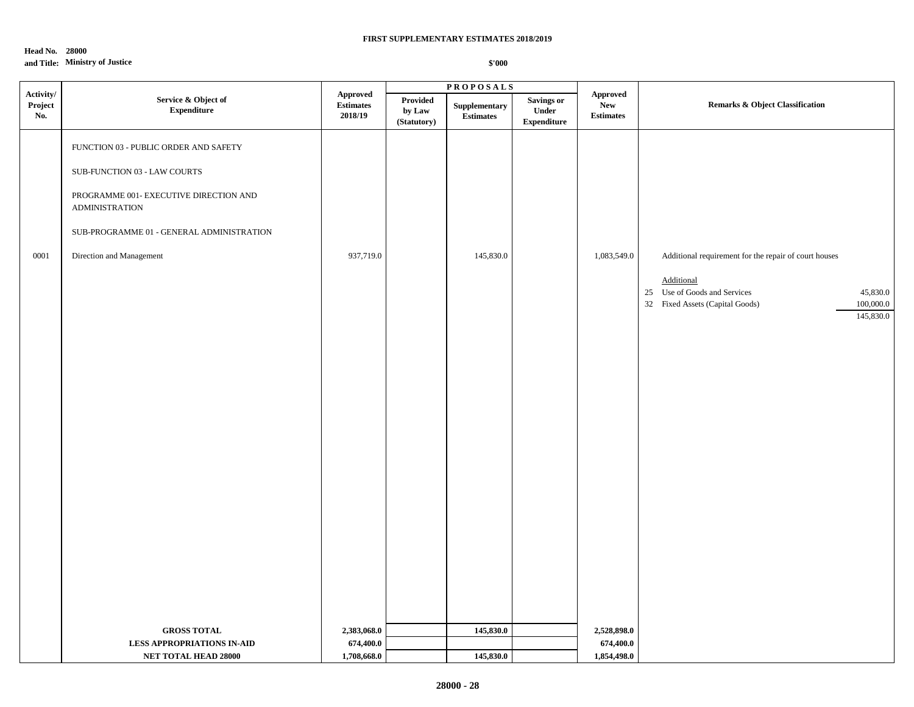**FIRST SUPPLEMENTARY ESTIMATES 2018/2019**

**Head No. 28000**
**and Title: Ministry of Justice**

**$'000**

| Activity/ Project No. | Service & Object of Expenditure | Approved Estimates 2018/19 | PROPOSALS | | | Approved New Estimates | Remarks & Object Classification |
|---|---|---|---|---|---|---|---|
| | | | Provided by Law (Statutory) | Supplementary Estimates | Savings or Under Expenditure | | |
| | FUNCTION 03 - PUBLIC ORDER AND SAFETY | | | | | | |
| | SUB-FUNCTION 03 - LAW COURTS | | | | | | |
| | PROGRAMME 001- EXECUTIVE DIRECTION AND ADMINISTRATION | | | | | | |
| | SUB-PROGRAMME 01 - GENERAL ADMINISTRATION | | | | | | |
| 0001 | Direction and Management | 937,719.0 | | 145,830.0 | | 1,083,549.0 | Additional requirement for the repair of court houses |
| | | | | | | | Additional |
| | | | | | | | 25 Use of Goods and Services 45,830.0 |
| | | | | | | | 32 Fixed Assets (Capital Goods) 100,000.0 |
| | | | | | | | 145,830.0 |
| | **GROSS TOTAL** | **2,383,068.0** | | **145,830.0** | | **2,528,898.0** | |
| | **LESS APPROPRIATIONS IN-AID** | **674,400.0** | | | | **674,400.0** | |
| | **NET TOTAL HEAD 28000** | **1,708,668.0** | | **145,830.0** | | **1,854,498.0** | |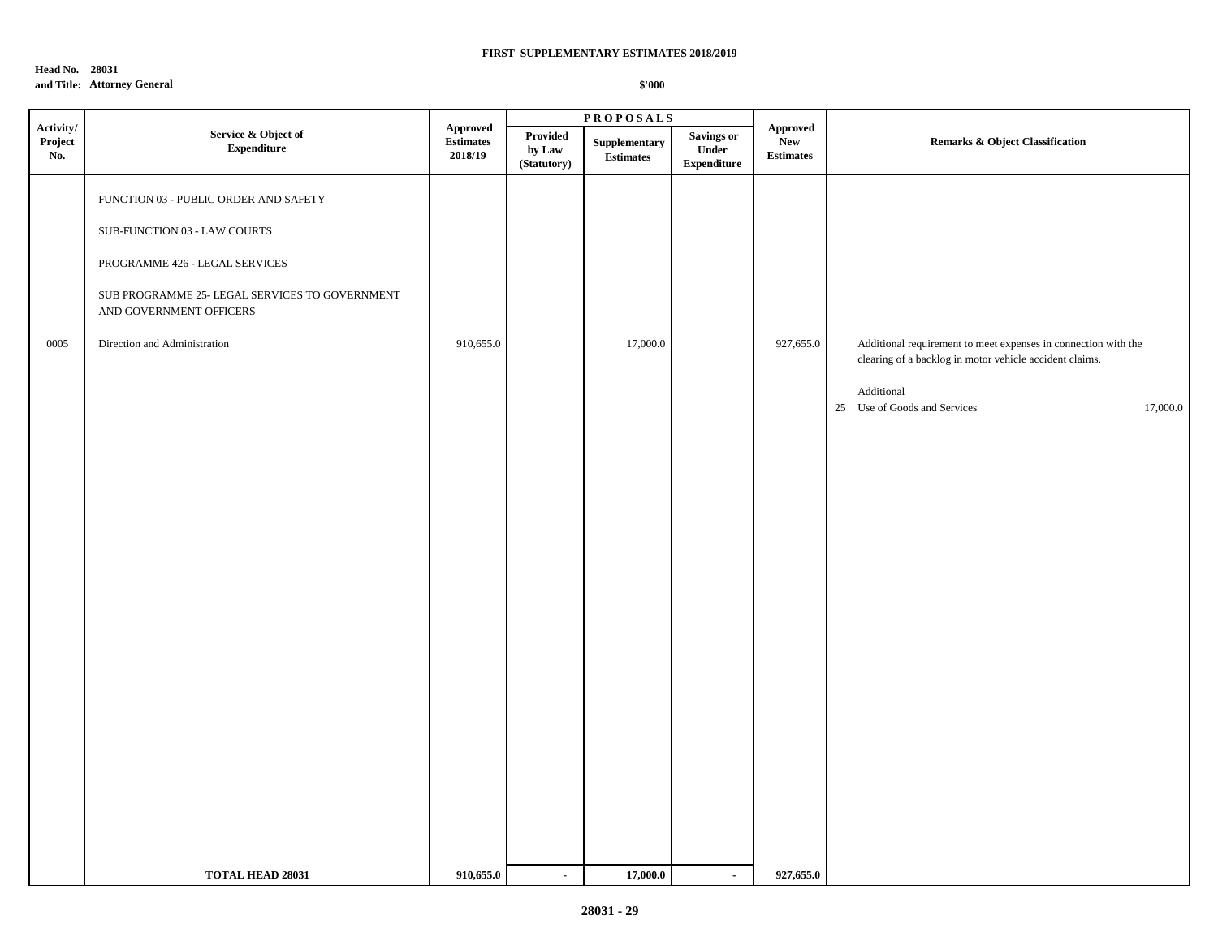**FIRST SUPPLEMENTARY ESTIMATES 2018/2019**

**Head No. 28031**
**and Title: Attorney General**

**$'000**

| Activity/ Project No. | Service & Object of Expenditure | Approved Estimates 2018/19 | PROPOSALS Provided by Law (Statutory) | Supplementary Estimates | Savings or Under Expenditure | Approved New Estimates | Remarks & Object Classification |
|---|---|---|---|---|---|---|---|
| | FUNCTION 03 - PUBLIC ORDER AND SAFETY | | | | | | |
| | SUB-FUNCTION 03 - LAW COURTS | | | | | | |
| | PROGRAMME 426 - LEGAL SERVICES | | | | | | |
| | SUB PROGRAMME 25- LEGAL SERVICES TO GOVERNMENT AND GOVERNMENT OFFICERS | | | | | | |
| 0005 | Direction and Administration | 910,655.0 | | 17,000.0 | | 927,655.0 | Additional requirement to meet expenses in connection with the clearing of a backlog in motor vehicle accident claims.<br><br>Additional<br>25 Use of Goods and Services 17,000.0 |
| | **TOTAL HEAD 28031** | **910,655.0** | **-** | **17,000.0** | **-** | **927,655.0** | |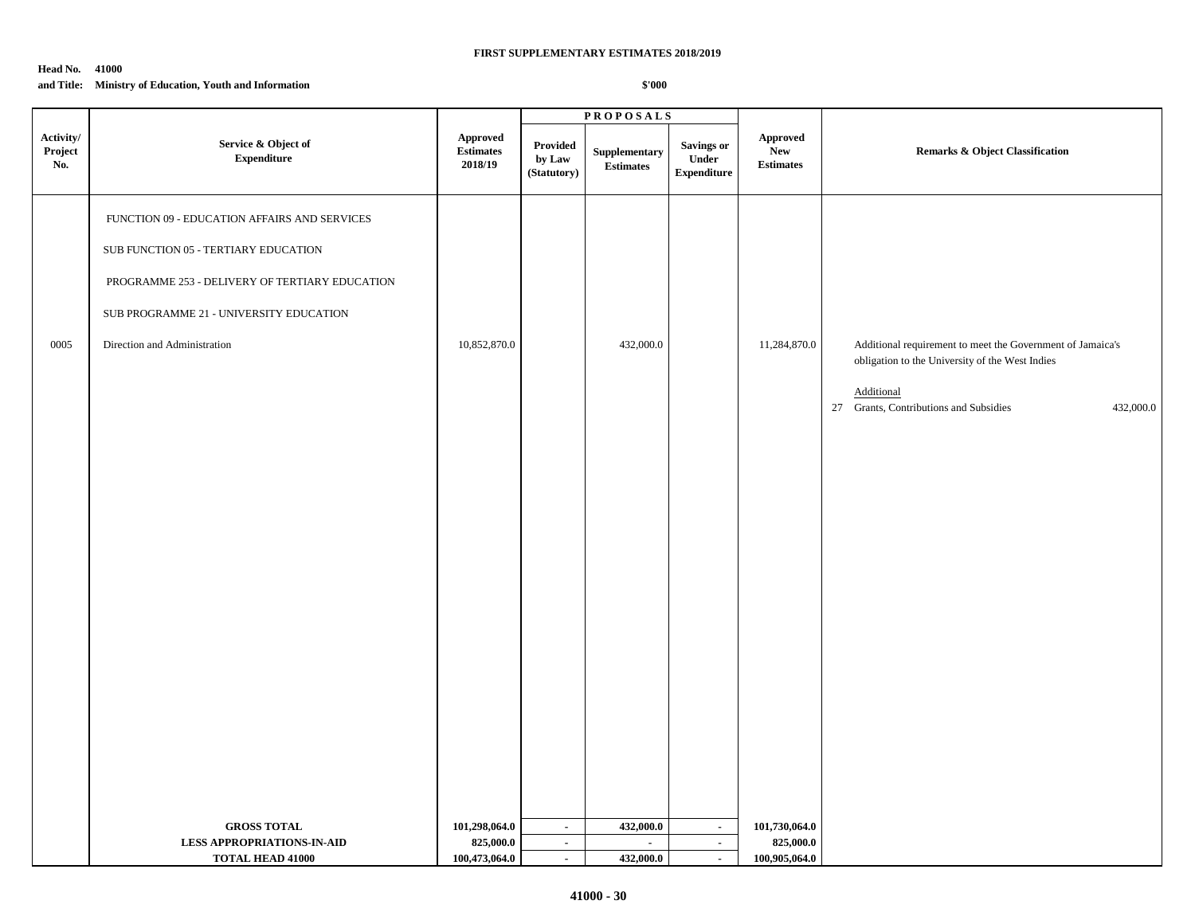**FIRST SUPPLEMENTARY ESTIMATES 2018/2019**

**Head No. 41000**
**and Title: Ministry of Education, Youth and Information**

**$'000**

| Activity/ Project No. | Service & Object of Expenditure | Approved Estimates 2018/19 | PROPOSALS | | | Approved New Estimates | Remarks & Object Classification |
|---|---|---|---|---|---|---|---|
| | | | Provided by Law (Statutory) | Supplementary Estimates | Savings or Under Expenditure | | |
| | FUNCTION 09 - EDUCATION AFFAIRS AND SERVICES | | | | | | |
| | SUB FUNCTION 05 - TERTIARY EDUCATION | | | | | | |
| | PROGRAMME 253 - DELIVERY OF TERTIARY EDUCATION | | | | | | |
| | SUB PROGRAMME 21 - UNIVERSITY EDUCATION | | | | | | |
| 0005 | Direction and Administration | 10,852,870.0 | | 432,000.0 | | 11,284,870.0 | Additional requirement to meet the Government of Jamaica's obligation to the University of the West Indies<br><br>Additional<br>27 Grants, Contributions and Subsidies 432,000.0 |
| | **GROSS TOTAL** | **101,298,064.0** | **-** | **432,000.0** | **-** | **101,730,064.0** | |
| | **LESS APPROPRIATIONS-IN-AID** | **825,000.0** | **-** | **-** | **-** | **825,000.0** | |
| | **TOTAL HEAD 41000** | **100,473,064.0** | **-** | **432,000.0** | **-** | **100,905,064.0** | |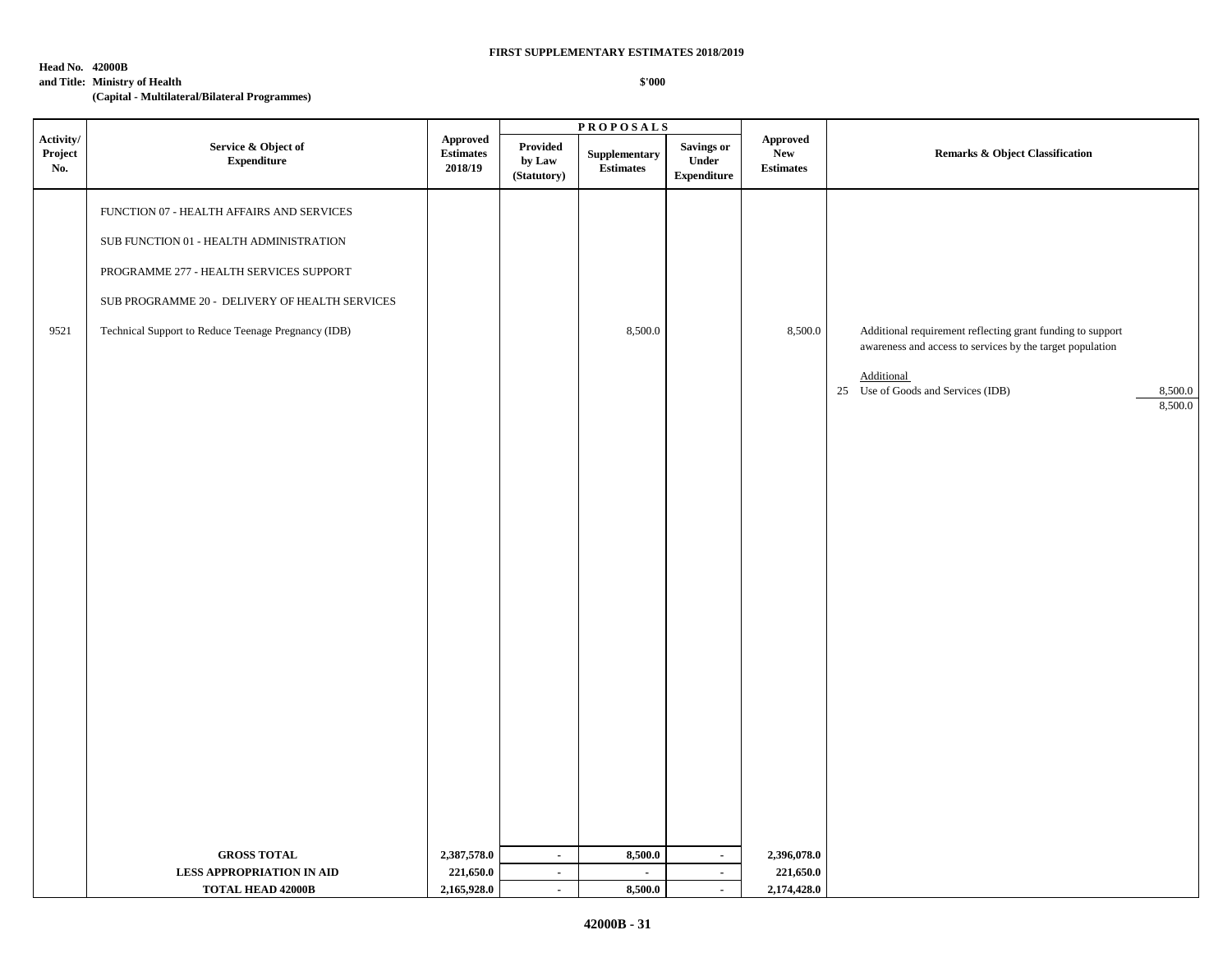**FIRST SUPPLEMENTARY ESTIMATES 2018/2019**

**Head No. 42000B**
**and Title: Ministry of Health**
**(Capital - Multilateral/Bilateral Programmes)**

**$'000**

| Activity/ Project No. | Service & Object of Expenditure | Approved Estimates 2018/19 | PROPOSALS Provided by Law (Statutory) | Supplementary Estimates | Savings or Under Expenditure | Approved New Estimates | Remarks & Object Classification |
|---|---|---|---|---|---|---|---|
| | FUNCTION 07 - HEALTH AFFAIRS AND SERVICES | | | | | | |
| | SUB FUNCTION 01 - HEALTH ADMINISTRATION | | | | | | |
| | PROGRAMME 277 - HEALTH SERVICES SUPPORT | | | | | | |
| | SUB PROGRAMME 20 - DELIVERY OF HEALTH SERVICES | | | | | | |
| 9521 | Technical Support to Reduce Teenage Pregnancy (IDB) | | | 8,500.0 | | 8,500.0 | Additional requirement reflecting grant funding to support awareness and access to services by the target population<br><br>Additional<br>25 Use of Goods and Services (IDB) 8,500.0<br>8,500.0 |
| | **GROSS TOTAL** | **2,387,578.0** | **-** | **8,500.0** | **-** | **2,396,078.0** | |
| | **LESS APPROPRIATION IN AID** | **221,650.0** | **-** | **-** | **-** | **221,650.0** | |
| | **TOTAL HEAD 42000B** | **2,165,928.0** | **-** | **8,500.0** | **-** | **2,174,428.0** | |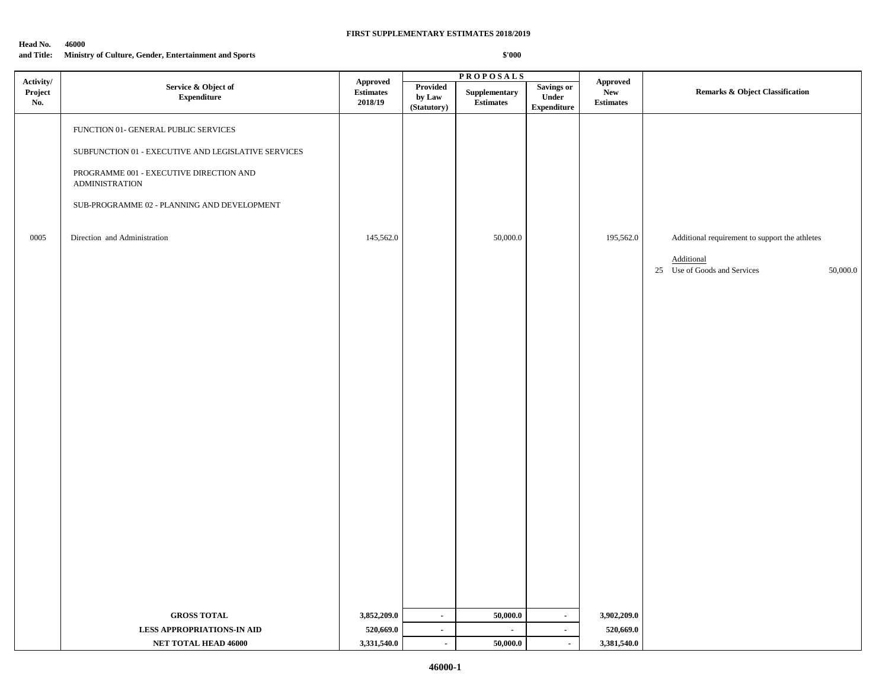**FIRST SUPPLEMENTARY ESTIMATES 2018/2019**

**Head No. 46000**
**and Title: Ministry of Culture, Gender, Entertainment and Sports**

**$'000**

| Activity/ Project No. | Service & Object of Expenditure | Approved Estimates 2018/19 | PROPOSALS | | | Approved New Estimates | Remarks & Object Classification |
|---|---|---|---|---|---|---|---|
| | | | Provided by Law (Statutory) | Supplementary Estimates | Savings or Under Expenditure | | |
| | FUNCTION 01- GENERAL PUBLIC SERVICES | | | | | | |
| | SUBFUNCTION 01 - EXECUTIVE AND LEGISLATIVE SERVICES | | | | | | |
| | PROGRAMME 001 - EXECUTIVE DIRECTION AND ADMINISTRATION | | | | | | |
| | SUB-PROGRAMME 02 - PLANNING AND DEVELOPMENT | | | | | | |
| 0005 | Direction and Administration | 145,562.0 | | 50,000.0 | | 195,562.0 | Additional requirement to support the athletes<br><br>Additional<br>25 Use of Goods and Services 50,000.0 |
| | **GROSS TOTAL** | **3,852,209.0** | **-** | **50,000.0** | **-** | **3,902,209.0** | |
| | **LESS APPROPRIATIONS-IN AID** | **520,669.0** | **-** | **-** | **-** | **520,669.0** | |
| | **NET TOTAL HEAD 46000** | **3,331,540.0** | **-** | **50,000.0** | **-** | **3,381,540.0** | |

**46000-1**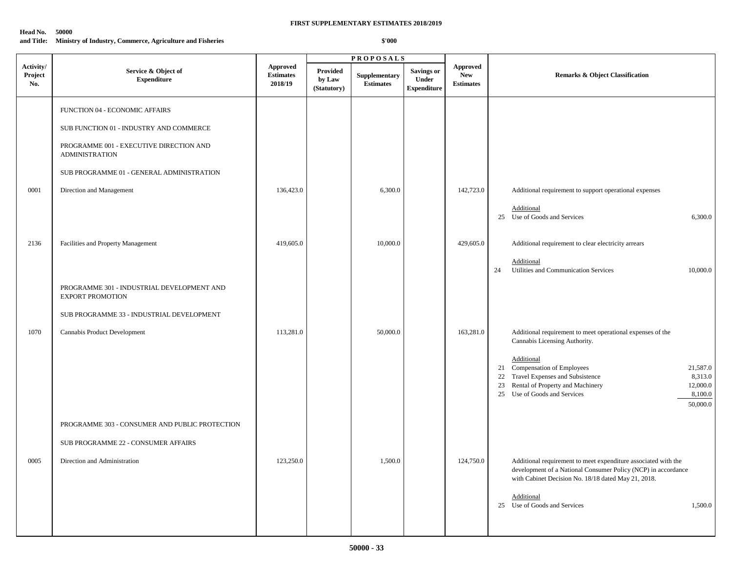**FIRST SUPPLEMENTARY ESTIMATES 2018/2019**

**Head No. 50000**
**and Title: Ministry of Industry, Commerce, Agriculture and Fisheries**

**$'000**

| Activity/ Project No. | Service & Object of Expenditure | Approved Estimates 2018/19 | PROPOSALS Provided by Law (Statutory) | Supplementary Estimates | Savings or Under Expenditure | Approved New Estimates | Remarks & Object Classification |
|---|---|---|---|---|---|---|---|
| | FUNCTION 04 - ECONOMIC AFFAIRS | | | | | | |
| | SUB FUNCTION 01 - INDUSTRY AND COMMERCE | | | | | | |
| | PROGRAMME 001 - EXECUTIVE DIRECTION AND ADMINISTRATION | | | | | | |
| | SUB PROGRAMME 01 - GENERAL ADMINISTRATION | | | | | | |
| 0001 | Direction and Management | 136,423.0 | | 6,300.0 | | 142,723.0 | Additional requirement to support operational expenses<br><br>Additional<br>25 Use of Goods and Services 6,300.0 |
| 2136 | Facilities and Property Management | 419,605.0 | | 10,000.0 | | 429,605.0 | Additional requirement to clear electricity arrears<br><br>Additional<br>24 Utilities and Communication Services 10,000.0 |
| | PROGRAMME 301 - INDUSTRIAL DEVELOPMENT AND EXPORT PROMOTION | | | | | | |
| | SUB PROGRAMME 33 - INDUSTRIAL DEVELOPMENT | | | | | | |
| 1070 | Cannabis Product Development | 113,281.0 | | 50,000.0 | | 163,281.0 | Additional requirement to meet operational expenses of the Cannabis Licensing Authority.<br><br>Additional<br>21 Compensation of Employees 21,587.0<br>22 Travel Expenses and Subsistence 8,313.0<br>23 Rental of Property and Machinery 12,000.0<br>25 Use of Goods and Services 8,100.0<br>50,000.0 |
| | PROGRAMME 303 - CONSUMER AND PUBLIC PROTECTION | | | | | | |
| | SUB PROGRAMME 22 - CONSUMER AFFAIRS | | | | | | |
| 0005 | Direction and Administration | 123,250.0 | | 1,500.0 | | 124,750.0 | Additional requirement to meet expenditure associated with the development of a National Consumer Policy (NCP) in accordance with Cabinet Decision No. 18/18 dated May 21, 2018.<br><br>Additional<br>25 Use of Goods and Services 1,500.0 |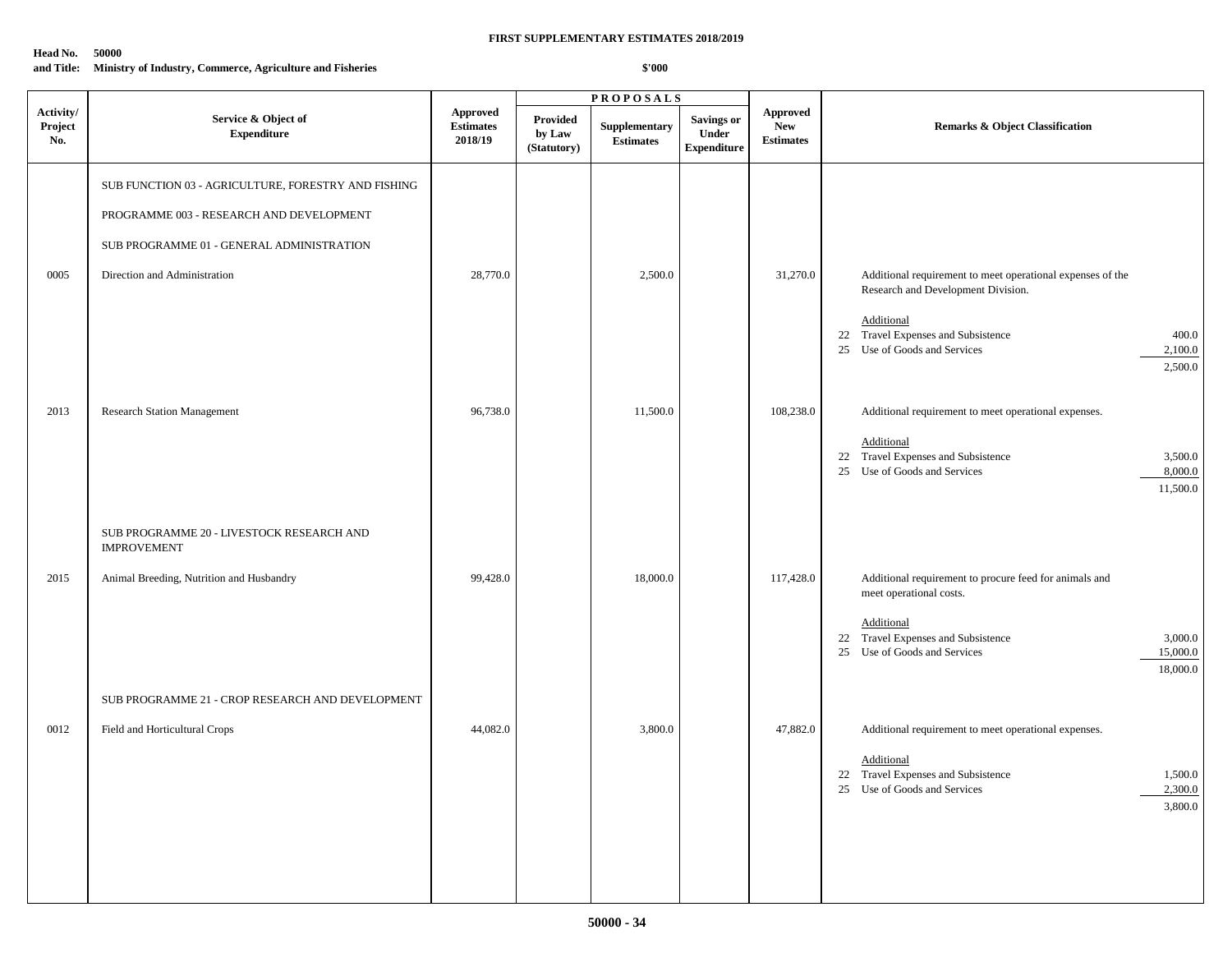**FIRST SUPPLEMENTARY ESTIMATES 2018/2019**

**Head No. 50000**
**and Title: Ministry of Industry, Commerce, Agriculture and Fisheries**

**$'000**

| Activity/ Project No. | Service & Object of Expenditure | Approved Estimates 2018/19 | PROPOSALS Provided by Law (Statutory) | Supplementary Estimates | Savings or Under Expenditure | Approved New Estimates | Remarks & Object Classification |
|---|---|---|---|---|---|---|---|
| | SUB FUNCTION 03 - AGRICULTURE, FORESTRY AND FISHING | | | | | | |
| | PROGRAMME 003 - RESEARCH AND DEVELOPMENT | | | | | | |
| | SUB PROGRAMME 01 - GENERAL ADMINISTRATION | | | | | | |
| 0005 | Direction and Administration | 28,770.0 | | 2,500.0 | | 31,270.0 | Additional requirement to meet operational expenses of the Research and Development Division. |
| | | | | | | | Additional |
| | | | | | | | 22 Travel Expenses and Subsistence 400.0 |
| | | | | | | | 25 Use of Goods and Services 2,100.0 |
| | | | | | | | 2,500.0 |
| 2013 | Research Station Management | 96,738.0 | | 11,500.0 | | 108,238.0 | Additional requirement to meet operational expenses. |
| | | | | | | | Additional |
| | | | | | | | 22 Travel Expenses and Subsistence 3,500.0 |
| | | | | | | | 25 Use of Goods and Services 8,000.0 |
| | | | | | | | 11,500.0 |
| | SUB PROGRAMME 20 - LIVESTOCK RESEARCH AND IMPROVEMENT | | | | | | |
| 2015 | Animal Breeding, Nutrition and Husbandry | 99,428.0 | | 18,000.0 | | 117,428.0 | Additional requirement to procure feed for animals and meet operational costs. |
| | | | | | | | Additional |
| | | | | | | | 22 Travel Expenses and Subsistence 3,000.0 |
| | | | | | | | 25 Use of Goods and Services 15,000.0 |
| | | | | | | | 18,000.0 |
| | SUB PROGRAMME 21 - CROP RESEARCH AND DEVELOPMENT | | | | | | |
| 0012 | Field and Horticultural Crops | 44,082.0 | | 3,800.0 | | 47,882.0 | Additional requirement to meet operational expenses. |
| | | | | | | | Additional |
| | | | | | | | 22 Travel Expenses and Subsistence 1,500.0 |
| | | | | | | | 25 Use of Goods and Services 2,300.0 |
| | | | | | | | 3,800.0 |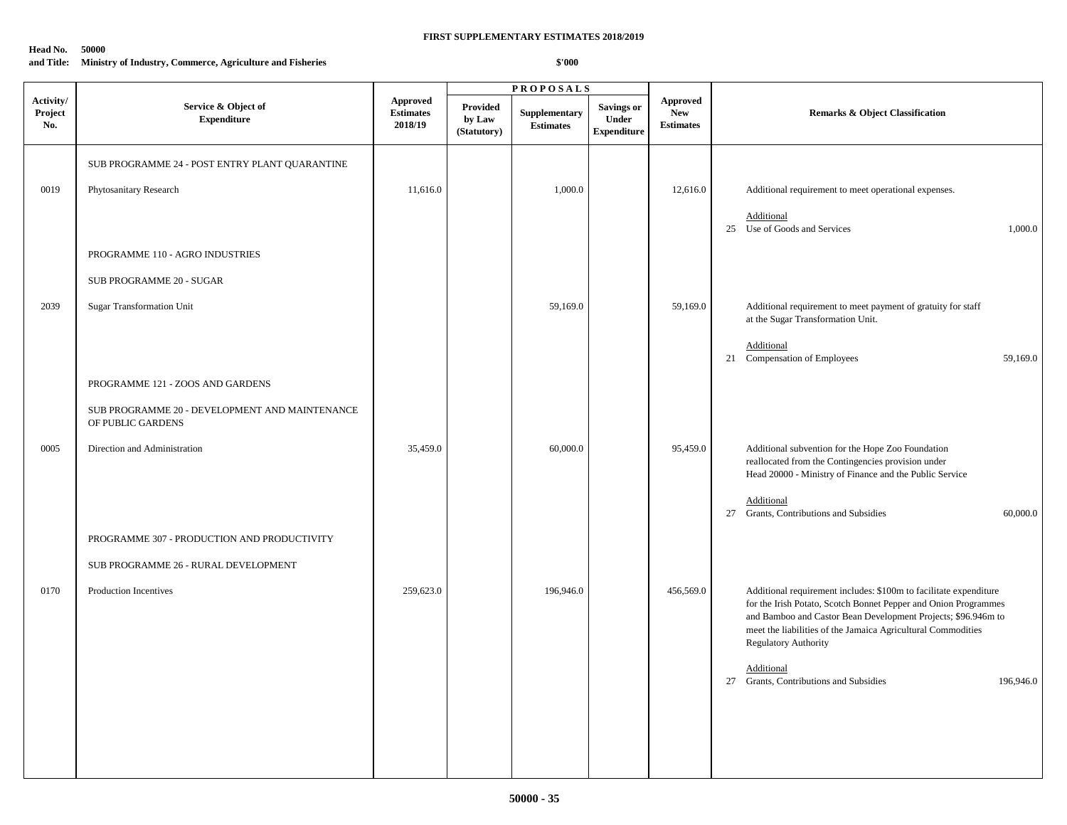**FIRST SUPPLEMENTARY ESTIMATES 2018/2019**

**Head No. 50000**
**and Title: Ministry of Industry, Commerce, Agriculture and Fisheries**

**$'000**

| Activity/ Project No. | Service & Object of Expenditure | Approved Estimates 2018/19 | PROPOSALS | | | Approved New Estimates | Remarks & Object Classification | |
|---|---|---|---|---|---|---|---|---|
| | | | Provided by Law (Statutory) | Supplementary Estimates | Savings or Under Expenditure | | | |
| | SUB PROGRAMME 24 - POST ENTRY PLANT QUARANTINE | | | | | | | |
| 0019 | Phytosanitary Research | 11,616.0 | | 1,000.0 | | 12,616.0 | Additional requirement to meet operational expenses. | |
| | | | | | | | Additional | |
| | | | | | | | 25 Use of Goods and Services | 1,000.0 |
| | PROGRAMME 110 - AGRO INDUSTRIES | | | | | | | |
| | SUB PROGRAMME 20 - SUGAR | | | | | | | |
| 2039 | Sugar Transformation Unit | | | 59,169.0 | | 59,169.0 | Additional requirement to meet payment of gratuity for staff at the Sugar Transformation Unit. | |
| | | | | | | | Additional | |
| | | | | | | | 21 Compensation of Employees | 59,169.0 |
| | PROGRAMME 121 - ZOOS AND GARDENS | | | | | | | |
| | SUB PROGRAMME 20 - DEVELOPMENT AND MAINTENANCE OF PUBLIC GARDENS | | | | | | | |
| 0005 | Direction and Administration | 35,459.0 | | 60,000.0 | | 95,459.0 | Additional subvention for the Hope Zoo Foundation reallocated from the Contingencies provision under Head 20000 - Ministry of Finance and the Public Service | |
| | | | | | | | Additional | |
| | | | | | | | 27 Grants, Contributions and Subsidies | 60,000.0 |
| | PROGRAMME 307 - PRODUCTION AND PRODUCTIVITY | | | | | | | |
| | SUB PROGRAMME 26 - RURAL DEVELOPMENT | | | | | | | |
| 0170 | Production Incentives | 259,623.0 | | 196,946.0 | | 456,569.0 | Additional requirement includes: $100m to facilitate expenditure for the Irish Potato, Scotch Bonnet Pepper and Onion Programmes and Bamboo and Castor Bean Development Projects; $96.946m to meet the liabilities of the Jamaica Agricultural Commodities Regulatory Authority | |
| | | | | | | | Additional | |
| | | | | | | | 27 Grants, Contributions and Subsidies | 196,946.0 |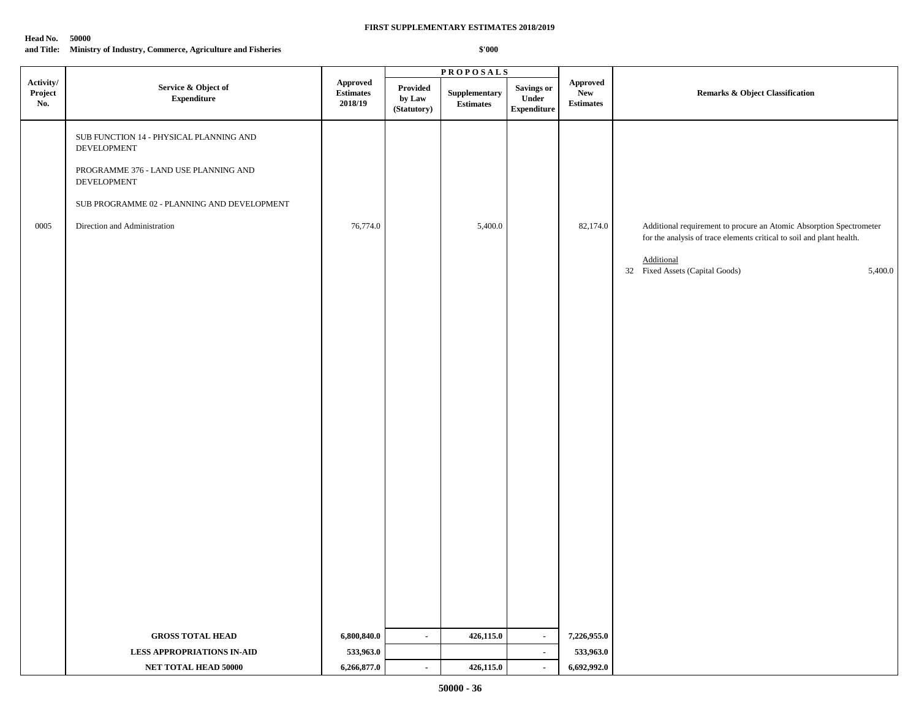**FIRST SUPPLEMENTARY ESTIMATES 2018/2019**

**Head No. 50000**
**and Title: Ministry of Industry, Commerce, Agriculture and Fisheries**

**$'000**

| Activity/ Project No. | Service & Object of Expenditure | Approved Estimates 2018/19 | PROPOSALS Provided by Law (Statutory) | Supplementary Estimates | Savings or Under Expenditure | Approved New Estimates | Remarks & Object Classification |
|---|---|---|---|---|---|---|---|
| | SUB FUNCTION 14 - PHYSICAL PLANNING AND DEVELOPMENT | | | | | | |
| | PROGRAMME 376 - LAND USE PLANNING AND DEVELOPMENT | | | | | | |
| | SUB PROGRAMME 02 - PLANNING AND DEVELOPMENT | | | | | | |
| 0005 | Direction and Administration | 76,774.0 | | 5,400.0 | | 82,174.0 | Additional requirement to procure an Atomic Absorption Spectrometer for the analysis of trace elements critical to soil and plant health. |
| | | | | | | | Additional |
| | | | | | | | 32 Fixed Assets (Capital Goods) 5,400.0 |
| | **GROSS TOTAL HEAD** | **6,800,840.0** | **-** | **426,115.0** | **-** | **7,226,955.0** | |
| | **LESS APPROPRIATIONS IN-AID** | **533,963.0** | | | **-** | **533,963.0** | |
| | **NET TOTAL HEAD 50000** | **6,266,877.0** | **-** | **426,115.0** | **-** | **6,692,992.0** | |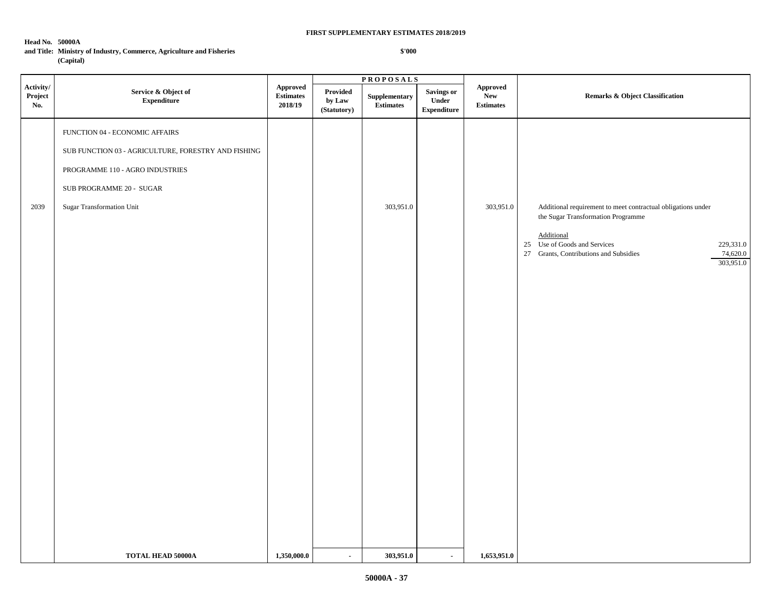**FIRST SUPPLEMENTARY ESTIMATES 2018/2019**

**Head No. 50000A**
**and Title: Ministry of Industry, Commerce, Agriculture and Fisheries (Capital)**

**$'000**

| Activity/ Project No. | Service & Object of Expenditure | Approved Estimates 2018/19 | PROPOSALS | | | Approved New Estimates | Remarks & Object Classification |
|---|---|---|---|---|---|---|---|
| | | | Provided by Law (Statutory) | Supplementary Estimates | Savings or Under Expenditure | | |
| | FUNCTION 04 - ECONOMIC AFFAIRS | | | | | | |
| | SUB FUNCTION 03 - AGRICULTURE, FORESTRY AND FISHING | | | | | | |
| | PROGRAMME 110 - AGRO INDUSTRIES | | | | | | |
| | SUB PROGRAMME 20 - SUGAR | | | | | | |
| 2039 | Sugar Transformation Unit | | | 303,951.0 | | 303,951.0 | Additional requirement to meet contractual obligations under the Sugar Transformation Programme<br><br>Additional<br>25 Use of Goods and Services 229,331.0<br>27 Grants, Contributions and Subsidies 74,620.0<br>303,951.0 |
| | **TOTAL HEAD 50000A** | **1,350,000.0** | - | **303,951.0** | - | **1,653,951.0** | |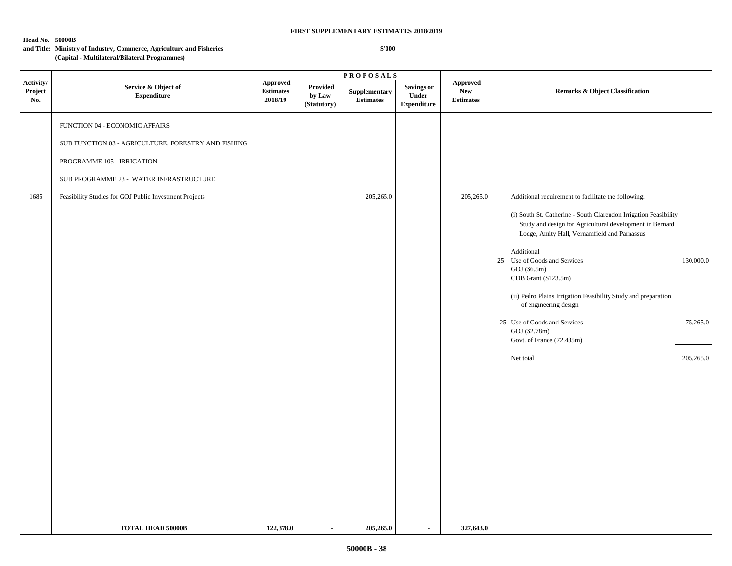**FIRST SUPPLEMENTARY ESTIMATES 2018/2019**

**Head No. 50000B**
**and Title: Ministry of Industry, Commerce, Agriculture and Fisheries**
**(Capital - Multilateral/Bilateral Programmes)**

**$'000**

| Activity/ Project No. | Service & Object of Expenditure | Approved Estimates 2018/19 | PROPOSALS Provided by Law (Statutory) | Supplementary Estimates | Savings or Under Expenditure | Approved New Estimates | Remarks & Object Classification |
|---|---|---|---|---|---|---|---|
| | FUNCTION 04 - ECONOMIC AFFAIRS | | | | | | |
| | SUB FUNCTION 03 - AGRICULTURE, FORESTRY AND FISHING | | | | | | |
| | PROGRAMME 105 - IRRIGATION | | | | | | |
| | SUB PROGRAMME 23 - WATER INFRASTRUCTURE | | | | | | |
| 1685 | Feasibility Studies for GOJ Public Investment Projects | | | 205,265.0 | | 205,265.0 | Additional requirement to facilitate the following: |
| | | | | | | | (i) South St. Catherine - South Clarendon Irrigation Feasibility Study and design for Agricultural development in Bernard Lodge, Amity Hall, Vernamfield and Parnassus |
| | | | | | | | Additional |
| | | | | | | | 25 Use of Goods and Services 130,000.0 |
| | | | | | | | GOJ ($6.5m) |
| | | | | | | | CDB Grant ($123.5m) |
| | | | | | | | (ii) Pedro Plains Irrigation Feasibility Study and preparation of engineering design |
| | | | | | | | 25 Use of Goods and Services 75,265.0 |
| | | | | | | | GOJ ($2.78m) |
| | | | | | | | Govt. of France (72.485m) |
| | | | | | | | Net total 205,265.0 |
| | **TOTAL HEAD 50000B** | **122,378.0** | **-** | **205,265.0** | **-** | **327,643.0** | |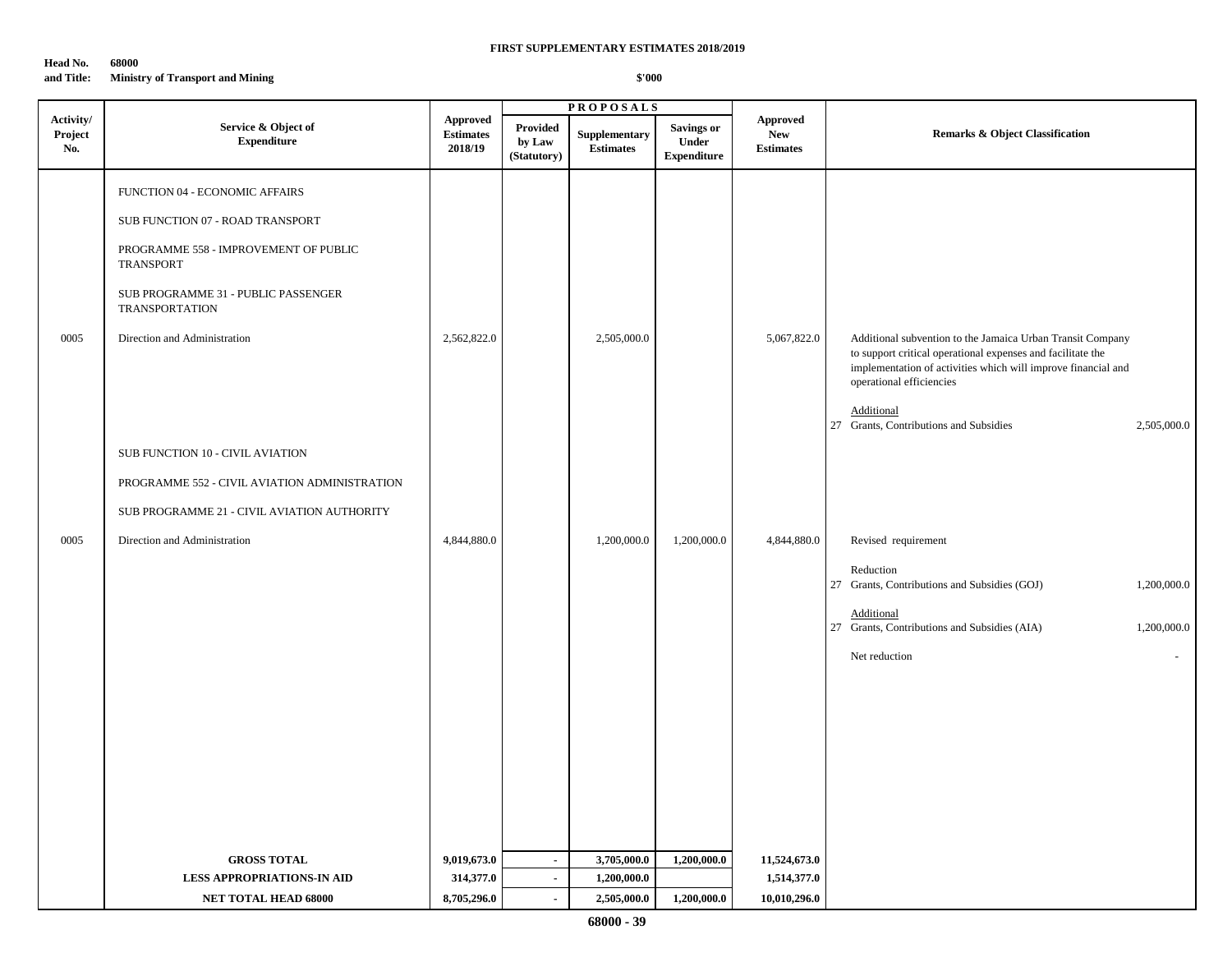**FIRST SUPPLEMENTARY ESTIMATES 2018/2019**

**Head No. and Title:** 68000 Ministry of Transport and Mining

$'000

| Activity/ Project No. | Service & Object of Expenditure | Approved Estimates 2018/19 | PROPOSALS | | | Approved New Estimates | Remarks & Object Classification | |
|---|---|---|---|---|---|---|---|---|
| | | | Provided by Law (Statutory) | Supplementary Estimates | Savings or Under Expenditure | | | |
| | FUNCTION 04 - ECONOMIC AFFAIRS | | | | | | | |
| | SUB FUNCTION 07 - ROAD TRANSPORT | | | | | | | |
| | PROGRAMME 558 - IMPROVEMENT OF PUBLIC TRANSPORT | | | | | | | |
| | SUB PROGRAMME 31 - PUBLIC PASSENGER TRANSPORTATION | | | | | | | |
| 0005 | Direction and Administration | 2,562,822.0 | | 2,505,000.0 | | 5,067,822.0 | Additional subvention to the Jamaica Urban Transit Company to support critical operational expenses and facilitate the implementation of activities which will improve financial and operational efficiencies | |
| | | | | | | | Additional | |
| | | | | | | | 27 Grants, Contributions and Subsidies | 2,505,000.0 |
| | SUB FUNCTION 10 - CIVIL AVIATION | | | | | | | |
| | PROGRAMME 552 - CIVIL AVIATION ADMINISTRATION | | | | | | | |
| | SUB PROGRAMME 21 - CIVIL AVIATION AUTHORITY | | | | | | | |
| 0005 | Direction and Administration | 4,844,880.0 | | 1,200,000.0 | 1,200,000.0 | 4,844,880.0 | Revised requirement | |
| | | | | | | | Reduction | |
| | | | | | | | 27 Grants, Contributions and Subsidies (GOJ) | 1,200,000.0 |
| | | | | | | | Additional | |
| | | | | | | | 27 Grants, Contributions and Subsidies (AIA) | 1,200,000.0 |
| | | | | | | | Net reduction | - |
| | **GROSS TOTAL** | **9,019,673.0** | **-** | **3,705,000.0** | **1,200,000.0** | **11,524,673.0** | | |
| | **LESS APPROPRIATIONS-IN AID** | **314,377.0** | **-** | **1,200,000.0** | | **1,514,377.0** | | |
| | **NET TOTAL HEAD 68000** | **8,705,296.0** | **-** | **2,505,000.0** | **1,200,000.0** | **10,010,296.0** | | |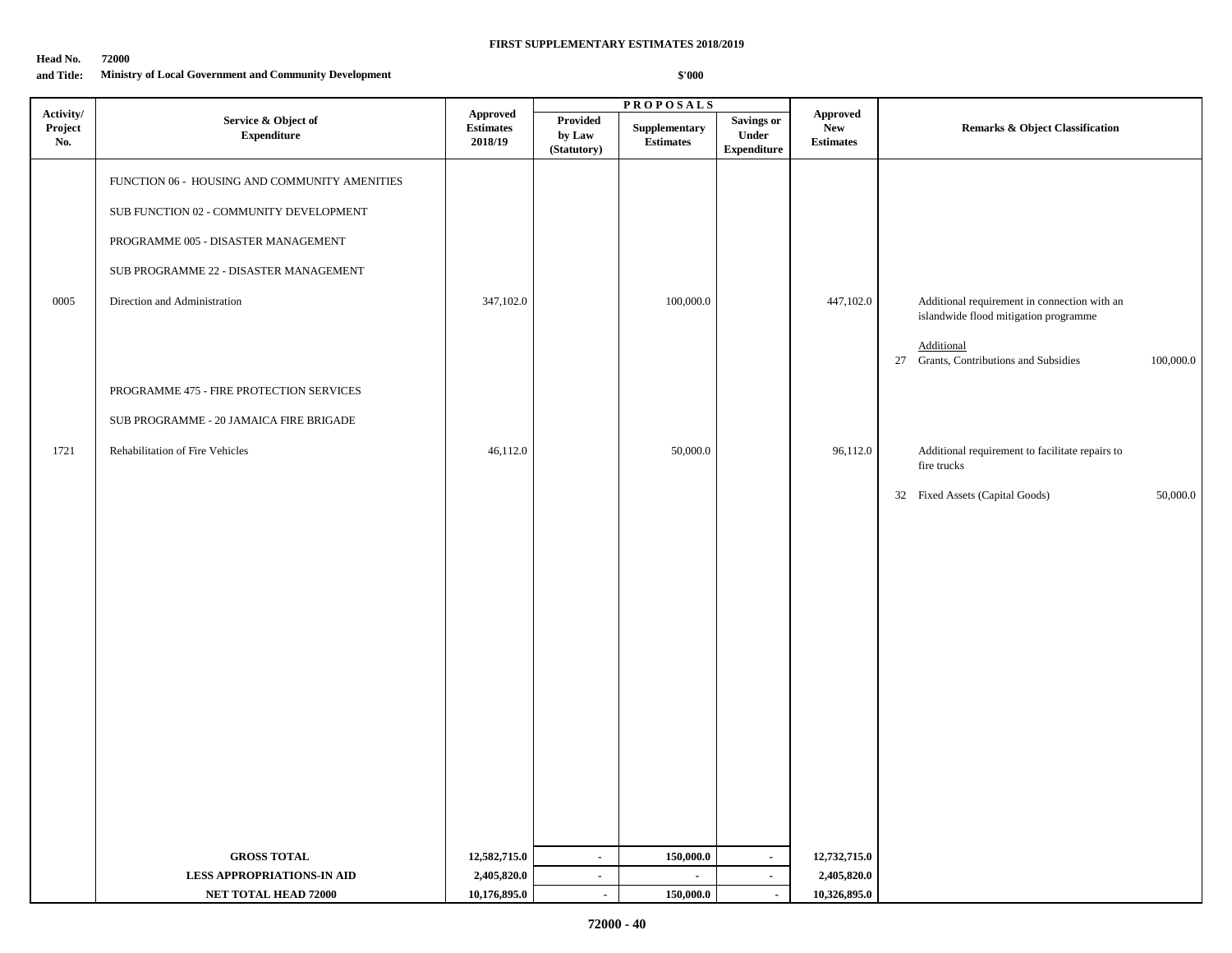**FIRST SUPPLEMENTARY ESTIMATES 2018/2019**

**Head No. 72000**
**and Title: Ministry of Local Government and Community Development**

**$'000**

| Activity/ Project No. | Service & Object of Expenditure | Approved Estimates 2018/19 | PROPOSALS Provided by Law (Statutory) | Supplementary Estimates | Savings or Under Expenditure | Approved New Estimates | Remarks & Object Classification |
|---|---|---|---|---|---|---|---|
| | FUNCTION 06 - HOUSING AND COMMUNITY AMENITIES | | | | | | |
| | SUB FUNCTION 02 - COMMUNITY DEVELOPMENT | | | | | | |
| | PROGRAMME 005 - DISASTER MANAGEMENT | | | | | | |
| | SUB PROGRAMME 22 - DISASTER MANAGEMENT | | | | | | |
| 0005 | Direction and Administration | 347,102.0 | | 100,000.0 | | 447,102.0 | Additional requirement in connection with an islandwide flood mitigation programme |
| | | | | | | | Additional<br>27 Grants, Contributions and Subsidies 100,000.0 |
| | PROGRAMME 475 - FIRE PROTECTION SERVICES | | | | | | |
| | SUB PROGRAMME - 20 JAMAICA FIRE BRIGADE | | | | | | |
| 1721 | Rehabilitation of Fire Vehicles | 46,112.0 | | 50,000.0 | | 96,112.0 | Additional requirement to facilitate repairs to fire trucks |
| | | | | | | | 32 Fixed Assets (Capital Goods) 50,000.0 |
| | **GROSS TOTAL** | **12,582,715.0** | **-** | **150,000.0** | **-** | **12,732,715.0** | |
| | **LESS APPROPRIATIONS-IN AID** | **2,405,820.0** | **-** | **-** | **-** | **2,405,820.0** | |
| | **NET TOTAL HEAD 72000** | **10,176,895.0** | **-** | **150,000.0** | **-** | **10,326,895.0** | |